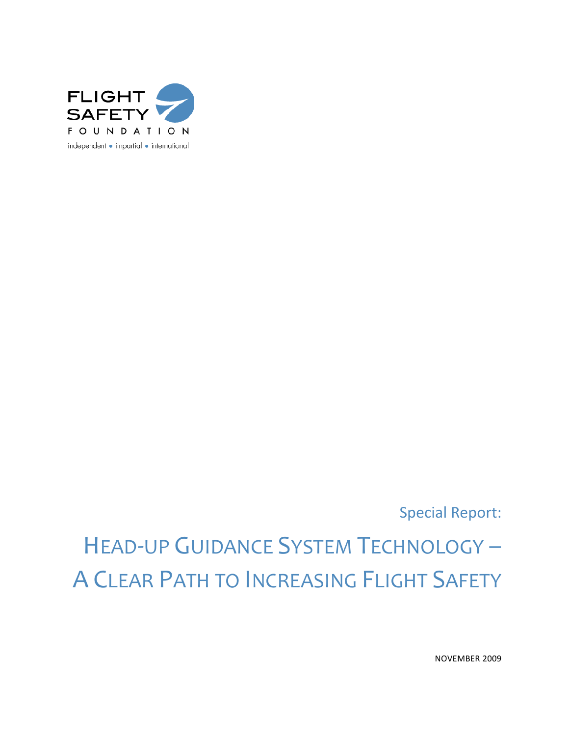FLIGHT SAFETY FOUNDATION

independent • impartial • international

Special Report:

# HEAD-UP GUIDANCE SYSTEM TECHNOLOGY – A CLEAR PATH TO INCREASING FLIGHT SAFETY

NOVEMBER 2009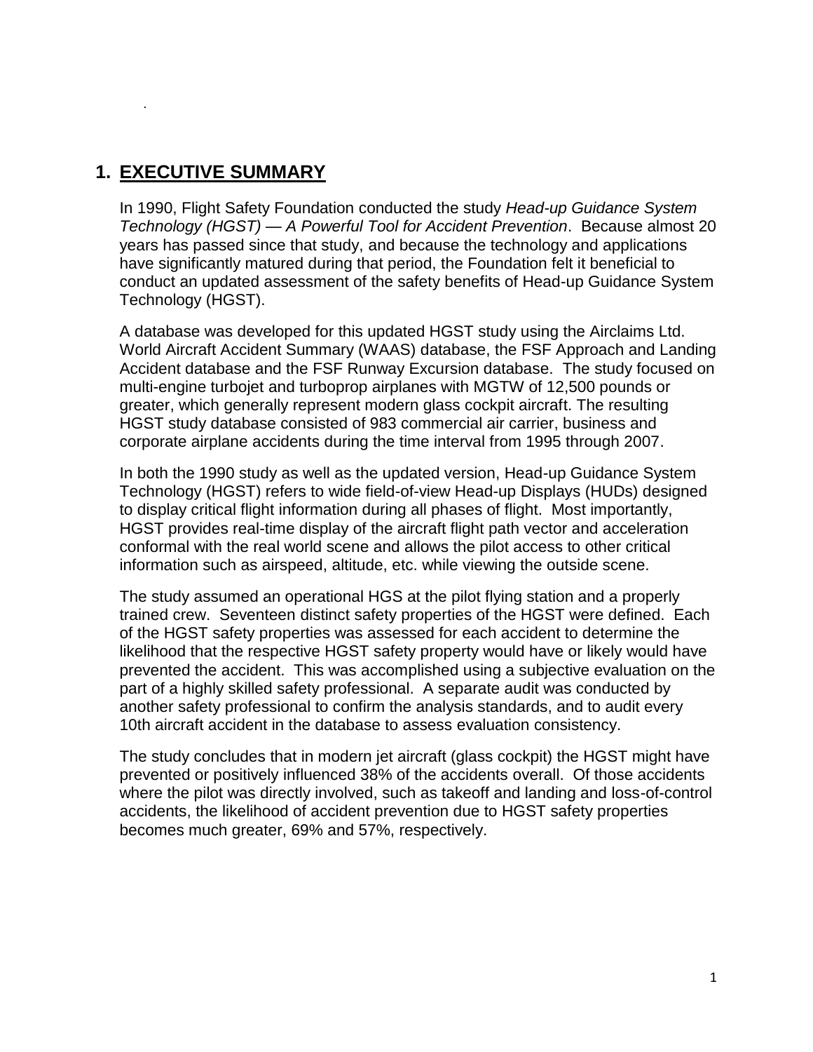# 1. EXECUTIVE SUMMARY

In 1990, Flight Safety Foundation conducted the study *Head-up Guidance System Technology (HGST) — A Powerful Tool for Accident Prevention*. Because almost 20 years has passed since that study, and because the technology and applications have significantly matured during that period, the Foundation felt it beneficial to conduct an updated assessment of the safety benefits of Head-up Guidance System Technology (HGST).

A database was developed for this updated HGST study using the Airclaims Ltd. World Aircraft Accident Summary (WAAS) database, the FSF Approach and Landing Accident database and the FSF Runway Excursion database. The study focused on multi-engine turbojet and turboprop airplanes with MGTW of 12,500 pounds or greater, which generally represent modern glass cockpit aircraft. The resulting HGST study database consisted of 983 commercial air carrier, business and corporate airplane accidents during the time interval from 1995 through 2007.

In both the 1990 study as well as the updated version, Head-up Guidance System Technology (HGST) refers to wide field-of-view Head-up Displays (HUDs) designed to display critical flight information during all phases of flight. Most importantly, HGST provides real-time display of the aircraft flight path vector and acceleration conformal with the real world scene and allows the pilot access to other critical information such as airspeed, altitude, etc. while viewing the outside scene.

The study assumed an operational HGS at the pilot flying station and a properly trained crew. Seventeen distinct safety properties of the HGST were defined. Each of the HGST safety properties was assessed for each accident to determine the likelihood that the respective HGST safety property would have or likely would have prevented the accident. This was accomplished using a subjective evaluation on the part of a highly skilled safety professional. A separate audit was conducted by another safety professional to confirm the analysis standards, and to audit every 10th aircraft accident in the database to assess evaluation consistency.

The study concludes that in modern jet aircraft (glass cockpit) the HGST might have prevented or positively influenced 38% of the accidents overall. Of those accidents where the pilot was directly involved, such as takeoff and landing and loss-of-control accidents, the likelihood of accident prevention due to HGST safety properties becomes much greater, 69% and 57%, respectively.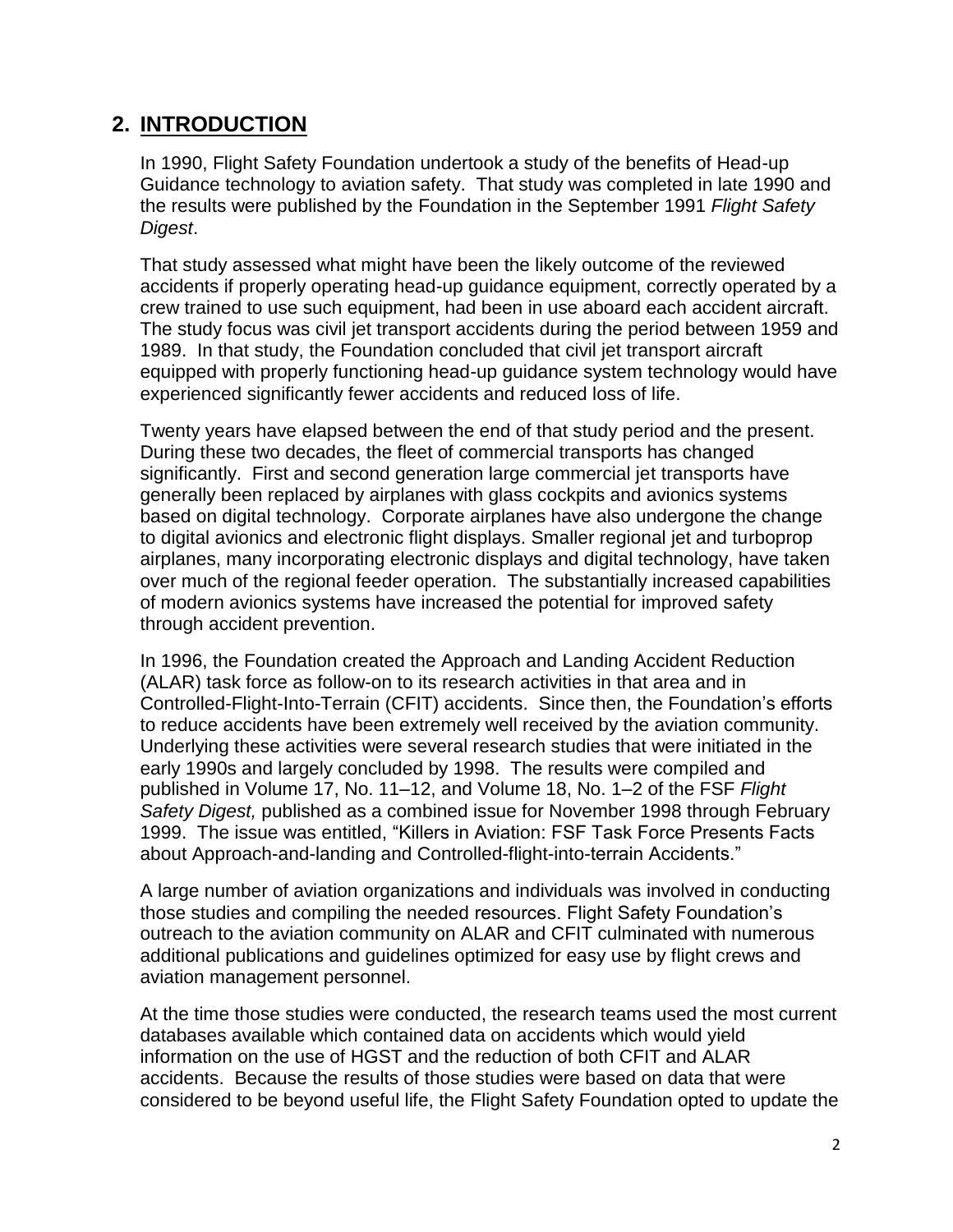## 2. INTRODUCTION

In 1990, Flight Safety Foundation undertook a study of the benefits of Head-up Guidance technology to aviation safety. That study was completed in late 1990 and the results were published by the Foundation in the September 1991 *Flight Safety Digest*.

That study assessed what might have been the likely outcome of the reviewed accidents if properly operating head-up guidance equipment, correctly operated by a crew trained to use such equipment, had been in use aboard each accident aircraft. The study focus was civil jet transport accidents during the period between 1959 and 1989. In that study, the Foundation concluded that civil jet transport aircraft equipped with properly functioning head-up guidance system technology would have experienced significantly fewer accidents and reduced loss of life.

Twenty years have elapsed between the end of that study period and the present. During these two decades, the fleet of commercial transports has changed significantly. First and second generation large commercial jet transports have generally been replaced by airplanes with glass cockpits and avionics systems based on digital technology. Corporate airplanes have also undergone the change to digital avionics and electronic flight displays. Smaller regional jet and turboprop airplanes, many incorporating electronic displays and digital technology, have taken over much of the regional feeder operation. The substantially increased capabilities of modern avionics systems have increased the potential for improved safety through accident prevention.

In 1996, the Foundation created the Approach and Landing Accident Reduction (ALAR) task force as follow-on to its research activities in that area and in Controlled-Flight-Into-Terrain (CFIT) accidents. Since then, the Foundation's efforts to reduce accidents have been extremely well received by the aviation community. Underlying these activities were several research studies that were initiated in the early 1990s and largely concluded by 1998. The results were compiled and published in Volume 17, No. 11–12, and Volume 18, No. 1–2 of the FSF *Flight Safety Digest,* published as a combined issue for November 1998 through February 1999. The issue was entitled, "Killers in Aviation: FSF Task Force Presents Facts about Approach-and-landing and Controlled-flight-into-terrain Accidents."

A large number of aviation organizations and individuals was involved in conducting those studies and compiling the needed resources. Flight Safety Foundation's outreach to the aviation community on ALAR and CFIT culminated with numerous additional publications and guidelines optimized for easy use by flight crews and aviation management personnel.

At the time those studies were conducted, the research teams used the most current databases available which contained data on accidents which would yield information on the use of HGST and the reduction of both CFIT and ALAR accidents. Because the results of those studies were based on data that were considered to be beyond useful life, the Flight Safety Foundation opted to update the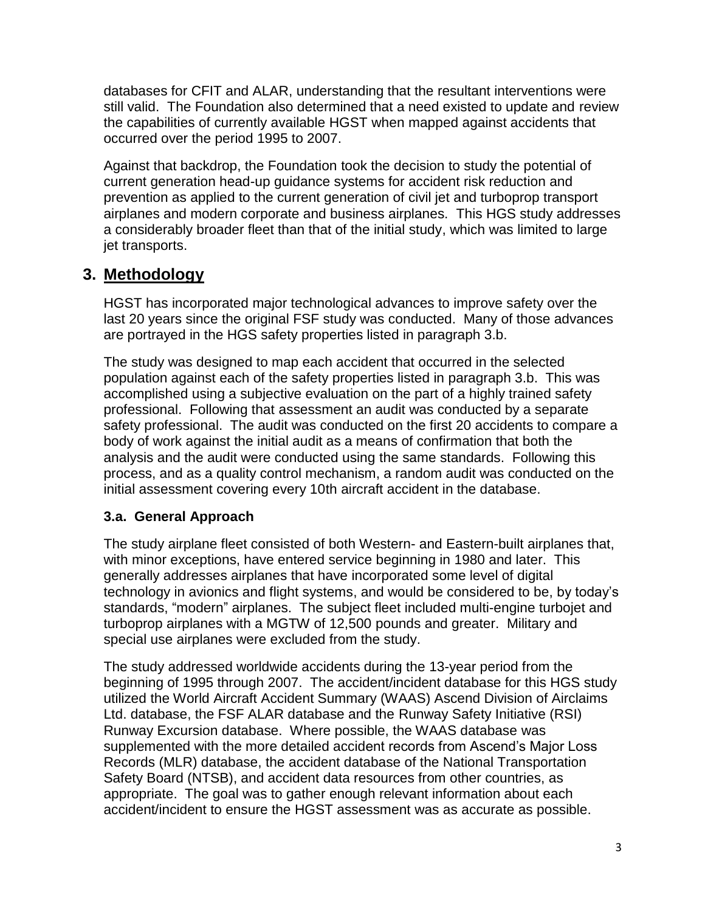databases for CFIT and ALAR, understanding that the resultant interventions were still valid. The Foundation also determined that a need existed to update and review the capabilities of currently available HGST when mapped against accidents that occurred over the period 1995 to 2007.

Against that backdrop, the Foundation took the decision to study the potential of current generation head-up guidance systems for accident risk reduction and prevention as applied to the current generation of civil jet and turboprop transport airplanes and modern corporate and business airplanes. This HGS study addresses a considerably broader fleet than that of the initial study, which was limited to large jet transports.

## 3. Methodology

HGST has incorporated major technological advances to improve safety over the last 20 years since the original FSF study was conducted. Many of those advances are portrayed in the HGS safety properties listed in paragraph 3.b.

The study was designed to map each accident that occurred in the selected population against each of the safety properties listed in paragraph 3.b. This was accomplished using a subjective evaluation on the part of a highly trained safety professional. Following that assessment an audit was conducted by a separate safety professional. The audit was conducted on the first 20 accidents to compare a body of work against the initial audit as a means of confirmation that both the analysis and the audit were conducted using the same standards. Following this process, and as a quality control mechanism, a random audit was conducted on the initial assessment covering every 10th aircraft accident in the database.

### 3.a. General Approach

The study airplane fleet consisted of both Western- and Eastern-built airplanes that, with minor exceptions, have entered service beginning in 1980 and later. This generally addresses airplanes that have incorporated some level of digital technology in avionics and flight systems, and would be considered to be, by today's standards, "modern" airplanes. The subject fleet included multi-engine turbojet and turboprop airplanes with a MGTW of 12,500 pounds and greater. Military and special use airplanes were excluded from the study.

The study addressed worldwide accidents during the 13-year period from the beginning of 1995 through 2007. The accident/incident database for this HGS study utilized the World Aircraft Accident Summary (WAAS) Ascend Division of Airclaims Ltd. database, the FSF ALAR database and the Runway Safety Initiative (RSI) Runway Excursion database. Where possible, the WAAS database was supplemented with the more detailed accident records from Ascend's Major Loss Records (MLR) database, the accident database of the National Transportation Safety Board (NTSB), and accident data resources from other countries, as appropriate. The goal was to gather enough relevant information about each accident/incident to ensure the HGST assessment was as accurate as possible.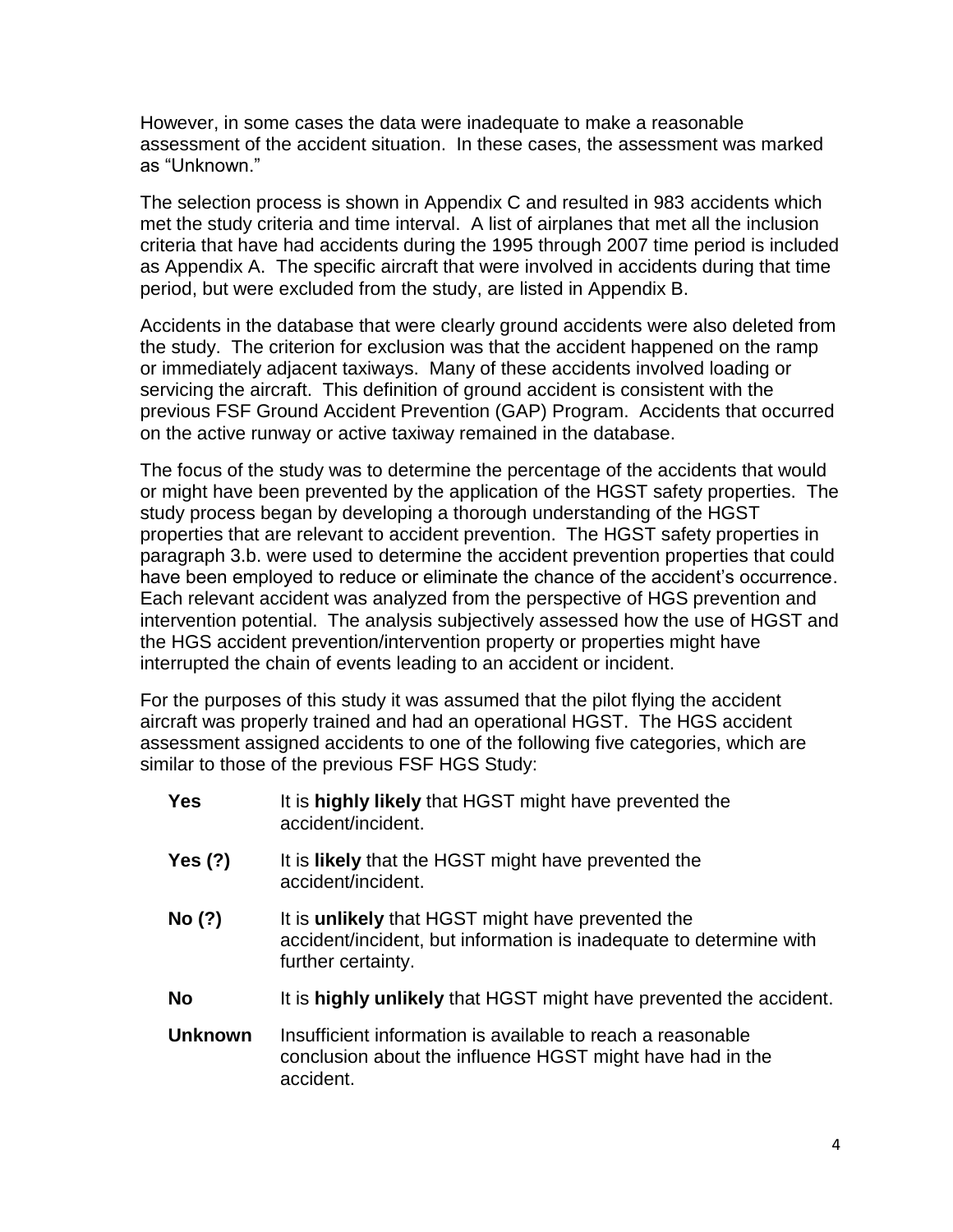However, in some cases the data were inadequate to make a reasonable assessment of the accident situation. In these cases, the assessment was marked as "Unknown."

The selection process is shown in Appendix C and resulted in 983 accidents which met the study criteria and time interval. A list of airplanes that met all the inclusion criteria that have had accidents during the 1995 through 2007 time period is included as Appendix A. The specific aircraft that were involved in accidents during that time period, but were excluded from the study, are listed in Appendix B.

Accidents in the database that were clearly ground accidents were also deleted from the study. The criterion for exclusion was that the accident happened on the ramp or immediately adjacent taxiways. Many of these accidents involved loading or servicing the aircraft. This definition of ground accident is consistent with the previous FSF Ground Accident Prevention (GAP) Program. Accidents that occurred on the active runway or active taxiway remained in the database.

The focus of the study was to determine the percentage of the accidents that would or might have been prevented by the application of the HGST safety properties. The study process began by developing a thorough understanding of the HGST properties that are relevant to accident prevention. The HGST safety properties in paragraph 3.b. were used to determine the accident prevention properties that could have been employed to reduce or eliminate the chance of the accident's occurrence. Each relevant accident was analyzed from the perspective of HGS prevention and intervention potential. The analysis subjectively assessed how the use of HGST and the HGS accident prevention/intervention property or properties might have interrupted the chain of events leading to an accident or incident.

For the purposes of this study it was assumed that the pilot flying the accident aircraft was properly trained and had an operational HGST. The HGS accident assessment assigned accidents to one of the following five categories, which are similar to those of the previous FSF HGS Study:

**Yes** It is **highly likely** that HGST might have prevented the accident/incident.

**Yes (?)** It is **likely** that the HGST might have prevented the accident/incident.

**No (?)** It is **unlikely** that HGST might have prevented the accident/incident, but information is inadequate to determine with further certainty.

**No** It is **highly unlikely** that HGST might have prevented the accident.

**Unknown** Insufficient information is available to reach a reasonable conclusion about the influence HGST might have had in the accident.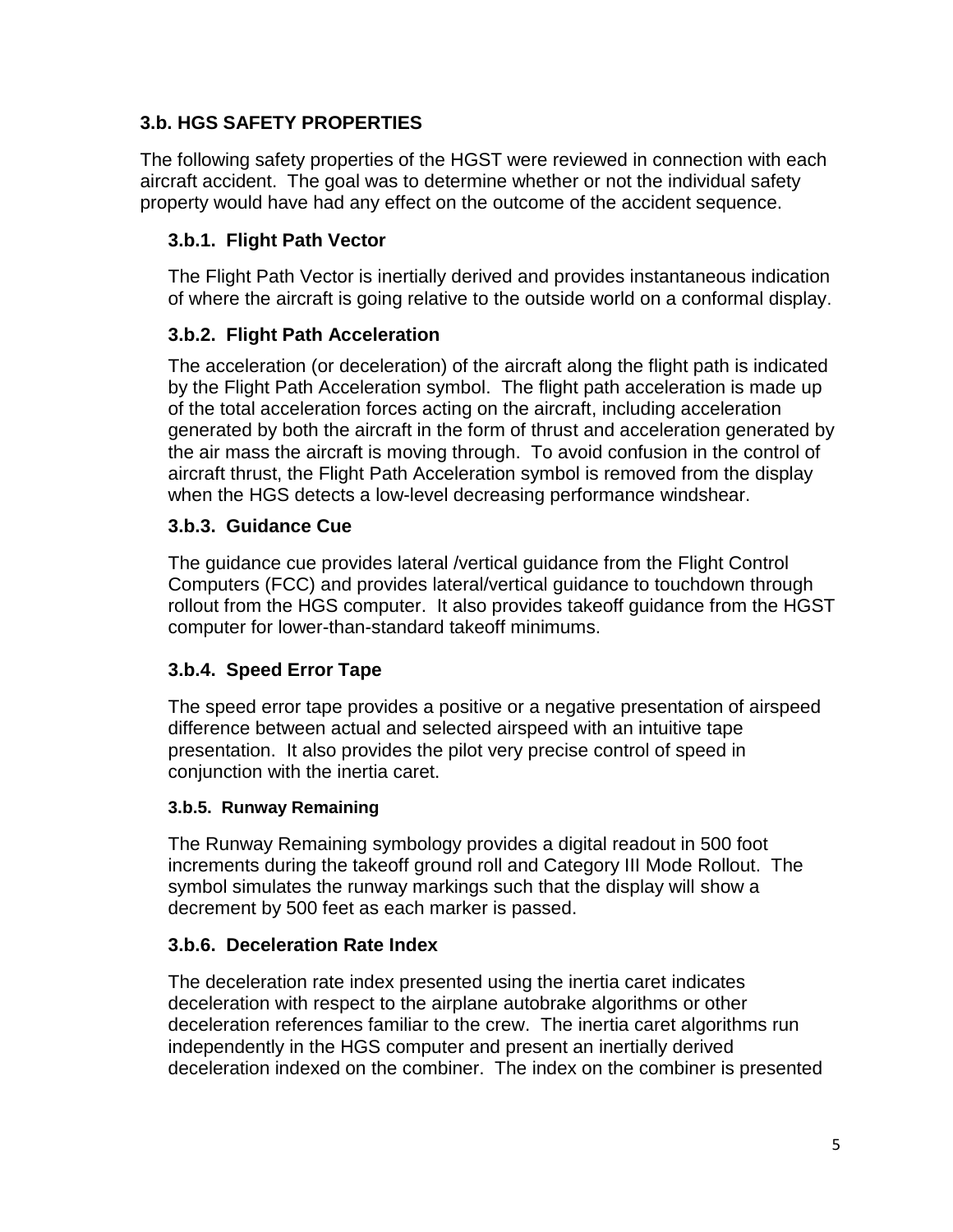## 3.b. HGS SAFETY PROPERTIES

The following safety properties of the HGST were reviewed in connection with each aircraft accident. The goal was to determine whether or not the individual safety property would have had any effect on the outcome of the accident sequence.

### 3.b.1. Flight Path Vector

The Flight Path Vector is inertially derived and provides instantaneous indication of where the aircraft is going relative to the outside world on a conformal display.

### 3.b.2. Flight Path Acceleration

The acceleration (or deceleration) of the aircraft along the flight path is indicated by the Flight Path Acceleration symbol. The flight path acceleration is made up of the total acceleration forces acting on the aircraft, including acceleration generated by both the aircraft in the form of thrust and acceleration generated by the air mass the aircraft is moving through. To avoid confusion in the control of aircraft thrust, the Flight Path Acceleration symbol is removed from the display when the HGS detects a low-level decreasing performance windshear.

### 3.b.3. Guidance Cue

The guidance cue provides lateral /vertical guidance from the Flight Control Computers (FCC) and provides lateral/vertical guidance to touchdown through rollout from the HGS computer. It also provides takeoff guidance from the HGST computer for lower-than-standard takeoff minimums.

### 3.b.4. Speed Error Tape

The speed error tape provides a positive or a negative presentation of airspeed difference between actual and selected airspeed with an intuitive tape presentation. It also provides the pilot very precise control of speed in conjunction with the inertia caret.

#### 3.b.5. Runway Remaining

The Runway Remaining symbology provides a digital readout in 500 foot increments during the takeoff ground roll and Category III Mode Rollout. The symbol simulates the runway markings such that the display will show a decrement by 500 feet as each marker is passed.

### 3.b.6. Deceleration Rate Index

The deceleration rate index presented using the inertia caret indicates deceleration with respect to the airplane autobrake algorithms or other deceleration references familiar to the crew. The inertia caret algorithms run independently in the HGS computer and present an inertially derived deceleration indexed on the combiner. The index on the combiner is presented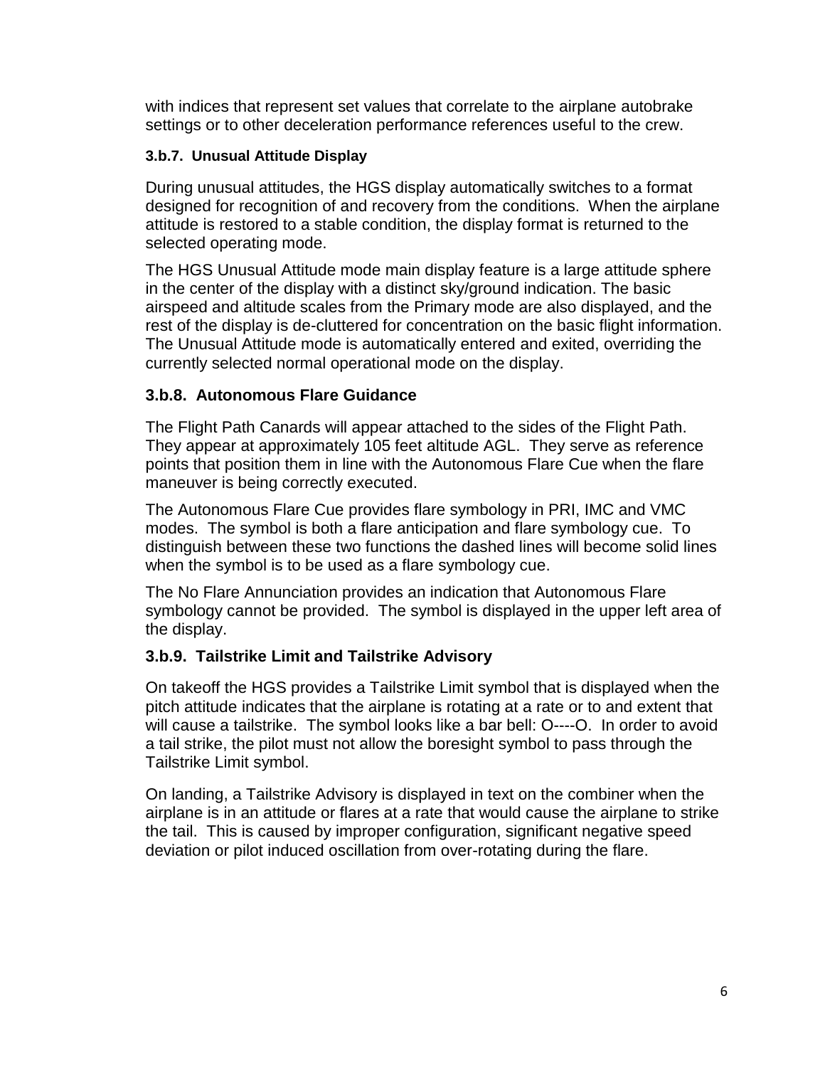with indices that represent set values that correlate to the airplane autobrake settings or to other deceleration performance references useful to the crew.

#### 3.b.7. Unusual Attitude Display

During unusual attitudes, the HGS display automatically switches to a format designed for recognition of and recovery from the conditions. When the airplane attitude is restored to a stable condition, the display format is returned to the selected operating mode.

The HGS Unusual Attitude mode main display feature is a large attitude sphere in the center of the display with a distinct sky/ground indication. The basic airspeed and altitude scales from the Primary mode are also displayed, and the rest of the display is de-cluttered for concentration on the basic flight information. The Unusual Attitude mode is automatically entered and exited, overriding the currently selected normal operational mode on the display.

### 3.b.8. Autonomous Flare Guidance

The Flight Path Canards will appear attached to the sides of the Flight Path. They appear at approximately 105 feet altitude AGL. They serve as reference points that position them in line with the Autonomous Flare Cue when the flare maneuver is being correctly executed.

The Autonomous Flare Cue provides flare symbology in PRI, IMC and VMC modes. The symbol is both a flare anticipation and flare symbology cue. To distinguish between these two functions the dashed lines will become solid lines when the symbol is to be used as a flare symbology cue.

The No Flare Annunciation provides an indication that Autonomous Flare symbology cannot be provided. The symbol is displayed in the upper left area of the display.

### 3.b.9. Tailstrike Limit and Tailstrike Advisory

On takeoff the HGS provides a Tailstrike Limit symbol that is displayed when the pitch attitude indicates that the airplane is rotating at a rate or to and extent that will cause a tailstrike. The symbol looks like a bar bell: O----O. In order to avoid a tail strike, the pilot must not allow the boresight symbol to pass through the Tailstrike Limit symbol.

On landing, a Tailstrike Advisory is displayed in text on the combiner when the airplane is in an attitude or flares at a rate that would cause the airplane to strike the tail. This is caused by improper configuration, significant negative speed deviation or pilot induced oscillation from over-rotating during the flare.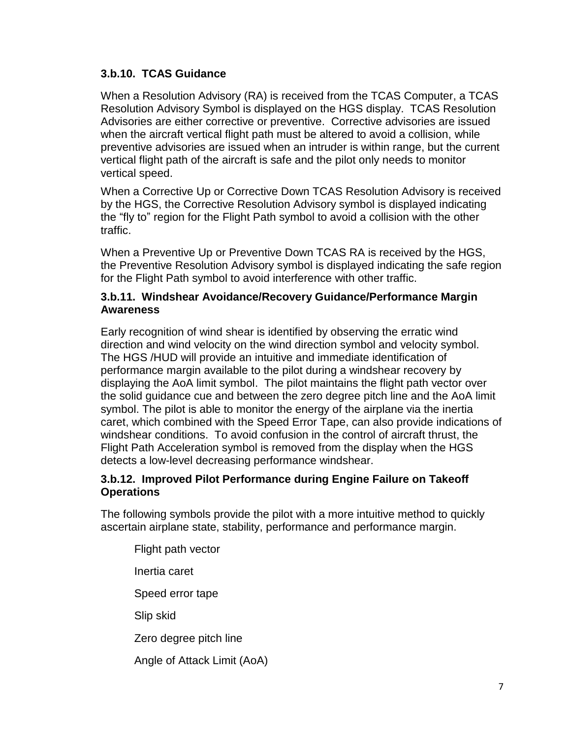### 3.b.10. TCAS Guidance

When a Resolution Advisory (RA) is received from the TCAS Computer, a TCAS Resolution Advisory Symbol is displayed on the HGS display. TCAS Resolution Advisories are either corrective or preventive. Corrective advisories are issued when the aircraft vertical flight path must be altered to avoid a collision, while preventive advisories are issued when an intruder is within range, but the current vertical flight path of the aircraft is safe and the pilot only needs to monitor vertical speed.

When a Corrective Up or Corrective Down TCAS Resolution Advisory is received by the HGS, the Corrective Resolution Advisory symbol is displayed indicating the “fly to” region for the Flight Path symbol to avoid a collision with the other traffic.

When a Preventive Up or Preventive Down TCAS RA is received by the HGS, the Preventive Resolution Advisory symbol is displayed indicating the safe region for the Flight Path symbol to avoid interference with other traffic.

### 3.b.11. Windshear Avoidance/Recovery Guidance/Performance Margin Awareness

Early recognition of wind shear is identified by observing the erratic wind direction and wind velocity on the wind direction symbol and velocity symbol. The HGS /HUD will provide an intuitive and immediate identification of performance margin available to the pilot during a windshear recovery by displaying the AoA limit symbol. The pilot maintains the flight path vector over the solid guidance cue and between the zero degree pitch line and the AoA limit symbol. The pilot is able to monitor the energy of the airplane via the inertia caret, which combined with the Speed Error Tape, can also provide indications of windshear conditions. To avoid confusion in the control of aircraft thrust, the Flight Path Acceleration symbol is removed from the display when the HGS detects a low-level decreasing performance windshear.

### 3.b.12. Improved Pilot Performance during Engine Failure on Takeoff Operations

The following symbols provide the pilot with a more intuitive method to quickly ascertain airplane state, stability, performance and performance margin.

- Flight path vector
- Inertia caret
- Speed error tape
- Slip skid
- Zero degree pitch line
- Angle of Attack Limit (AoA)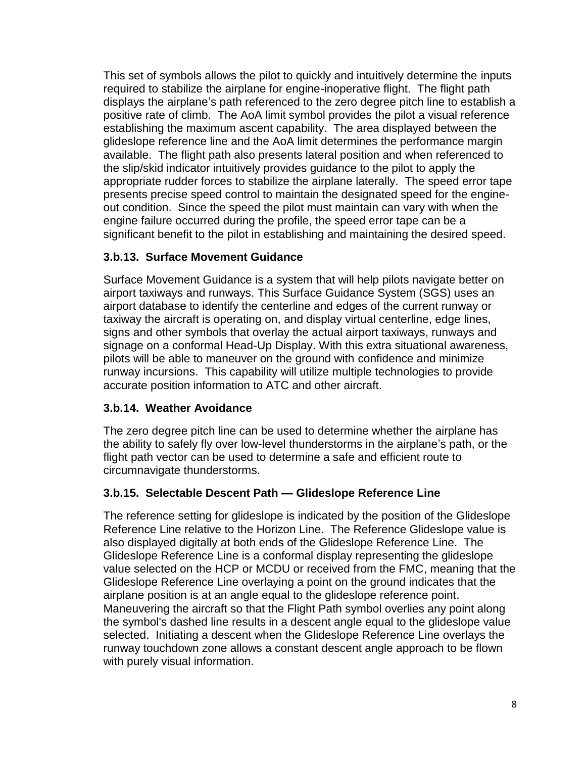This set of symbols allows the pilot to quickly and intuitively determine the inputs required to stabilize the airplane for engine-inoperative flight. The flight path displays the airplane's path referenced to the zero degree pitch line to establish a positive rate of climb. The AoA limit symbol provides the pilot a visual reference establishing the maximum ascent capability. The area displayed between the glideslope reference line and the AoA limit determines the performance margin available. The flight path also presents lateral position and when referenced to the slip/skid indicator intuitively provides guidance to the pilot to apply the appropriate rudder forces to stabilize the airplane laterally. The speed error tape presents precise speed control to maintain the designated speed for the engine-out condition. Since the speed the pilot must maintain can vary with when the engine failure occurred during the profile, the speed error tape can be a significant benefit to the pilot in establishing and maintaining the desired speed.

### 3.b.13. Surface Movement Guidance

Surface Movement Guidance is a system that will help pilots navigate better on airport taxiways and runways. This Surface Guidance System (SGS) uses an airport database to identify the centerline and edges of the current runway or taxiway the aircraft is operating on, and display virtual centerline, edge lines, signs and other symbols that overlay the actual airport taxiways, runways and signage on a conformal Head-Up Display. With this extra situational awareness, pilots will be able to maneuver on the ground with confidence and minimize runway incursions. This capability will utilize multiple technologies to provide accurate position information to ATC and other aircraft.

### 3.b.14. Weather Avoidance

The zero degree pitch line can be used to determine whether the airplane has the ability to safely fly over low-level thunderstorms in the airplane's path, or the flight path vector can be used to determine a safe and efficient route to circumnavigate thunderstorms.

### 3.b.15. Selectable Descent Path — Glideslope Reference Line

The reference setting for glideslope is indicated by the position of the Glideslope Reference Line relative to the Horizon Line. The Reference Glideslope value is also displayed digitally at both ends of the Glideslope Reference Line. The Glideslope Reference Line is a conformal display representing the glideslope value selected on the HCP or MCDU or received from the FMC, meaning that the Glideslope Reference Line overlaying a point on the ground indicates that the airplane position is at an angle equal to the glideslope reference point. Maneuvering the aircraft so that the Flight Path symbol overlies any point along the symbol's dashed line results in a descent angle equal to the glideslope value selected. Initiating a descent when the Glideslope Reference Line overlays the runway touchdown zone allows a constant descent angle approach to be flown with purely visual information.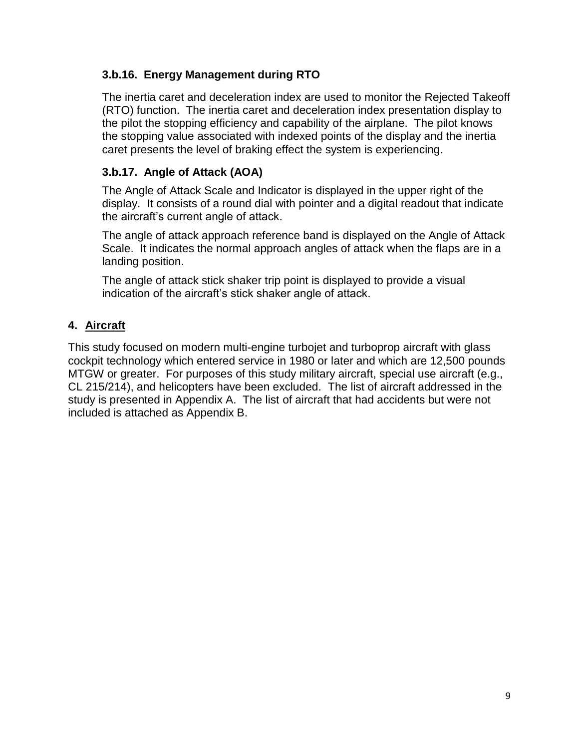### 3.b.16. Energy Management during RTO

The inertia caret and deceleration index are used to monitor the Rejected Takeoff (RTO) function. The inertia caret and deceleration index presentation display to the pilot the stopping efficiency and capability of the airplane. The pilot knows the stopping value associated with indexed points of the display and the inertia caret presents the level of braking effect the system is experiencing.

### 3.b.17. Angle of Attack (AOA)

The Angle of Attack Scale and Indicator is displayed in the upper right of the display. It consists of a round dial with pointer and a digital readout that indicate the aircraft's current angle of attack.

The angle of attack approach reference band is displayed on the Angle of Attack Scale. It indicates the normal approach angles of attack when the flaps are in a landing position.

The angle of attack stick shaker trip point is displayed to provide a visual indication of the aircraft's stick shaker angle of attack.

## 4. Aircraft

This study focused on modern multi-engine turbojet and turboprop aircraft with glass cockpit technology which entered service in 1980 or later and which are 12,500 pounds MTGW or greater. For purposes of this study military aircraft, special use aircraft (e.g., CL 215/214), and helicopters have been excluded. The list of aircraft addressed in the study is presented in Appendix A. The list of aircraft that had accidents but were not included is attached as Appendix B.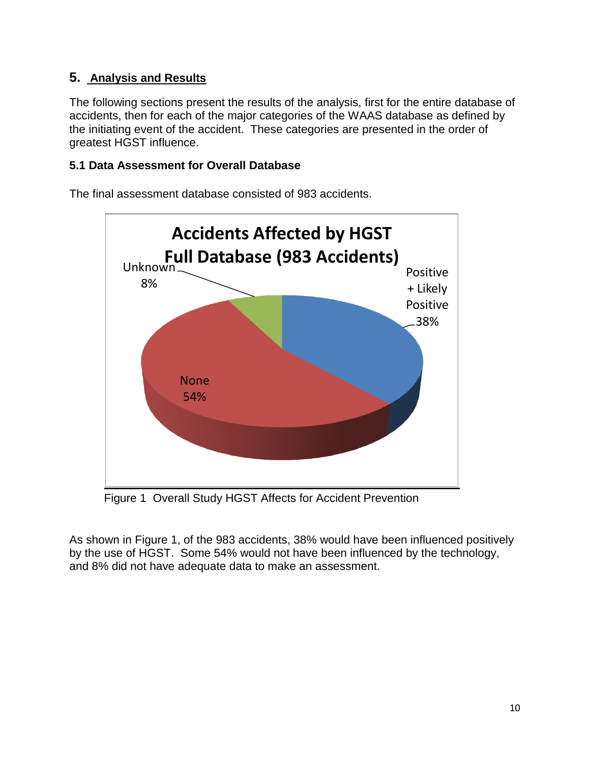## 5. Analysis and Results

The following sections present the results of the analysis, first for the entire database of accidents, then for each of the major categories of the WAAS database as defined by the initiating event of the accident. These categories are presented in the order of greatest HGST influence.

### 5.1 Data Assessment for Overall Database

The final assessment database consisted of 983 accidents.

Figure 1 Overall Study HGST Affects for Accident Prevention

As shown in Figure 1, of the 983 accidents, 38% would have been influenced positively by the use of HGST. Some 54% would not have been influenced by the technology, and 8% did not have adequate data to make an assessment.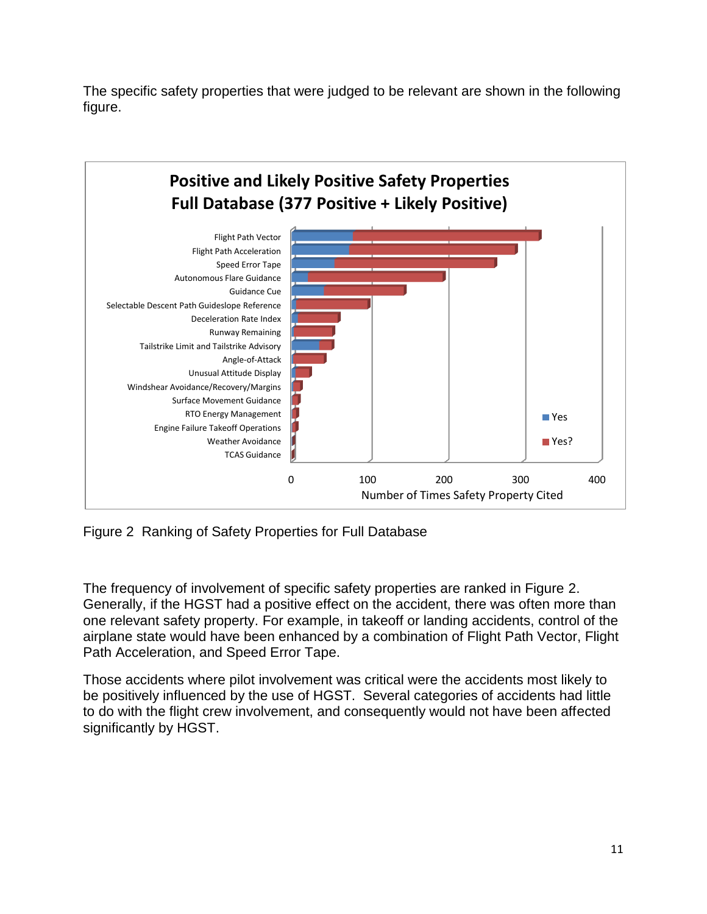The specific safety properties that were judged to be relevant are shown in the following figure.

Figure 2  Ranking of Safety Properties for Full Database

The frequency of involvement of specific safety properties are ranked in Figure 2. Generally, if the HGST had a positive effect on the accident, there was often more than one relevant safety property. For example, in takeoff or landing accidents, control of the airplane state would have been enhanced by a combination of Flight Path Vector, Flight Path Acceleration, and Speed Error Tape.

Those accidents where pilot involvement was critical were the accidents most likely to be positively influenced by the use of HGST.  Several categories of accidents had little to do with the flight crew involvement, and consequently would not have been affected significantly by HGST.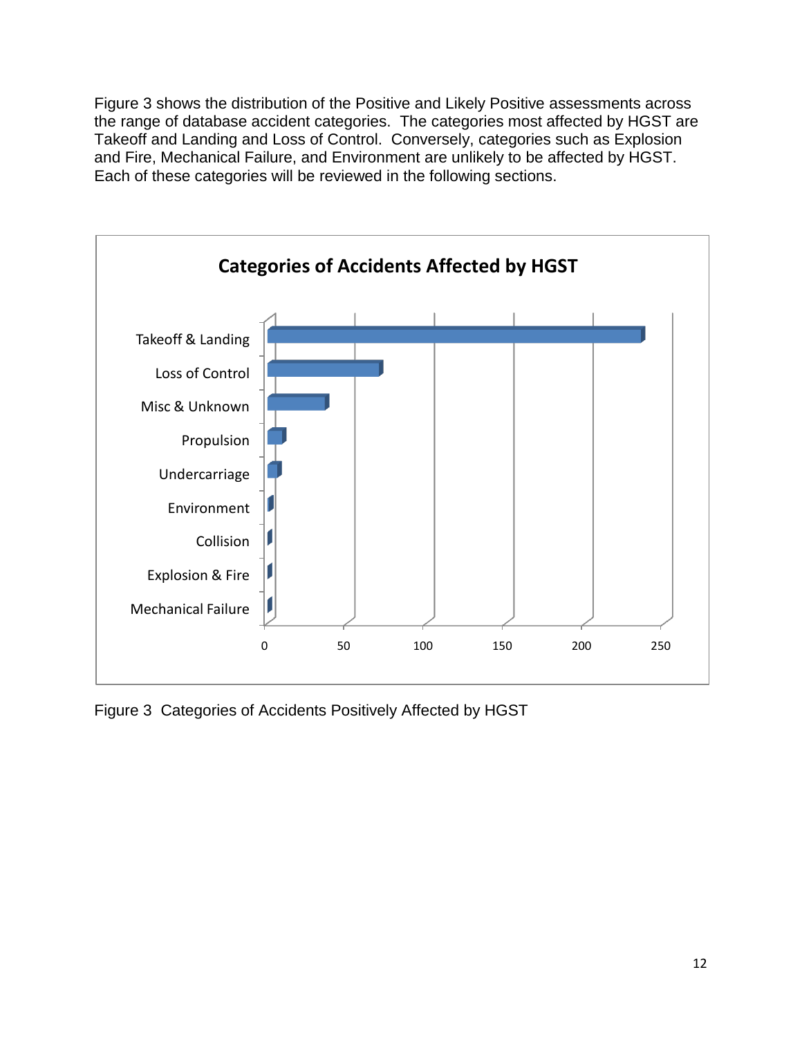Figure 3 shows the distribution of the Positive and Likely Positive assessments across the range of database accident categories. The categories most affected by HGST are Takeoff and Landing and Loss of Control. Conversely, categories such as Explosion and Fire, Mechanical Failure, and Environment are unlikely to be affected by HGST. Each of these categories will be reviewed in the following sections.

**Categories of Accidents Affected by HGST**

Takeoff & Landing

Loss of Control

Misc & Unknown

Propulsion

Undercarriage

Environment

Collision

Explosion & Fire

Mechanical Failure

0 50 100 150 200 250

Figure 3 Categories of Accidents Positively Affected by HGST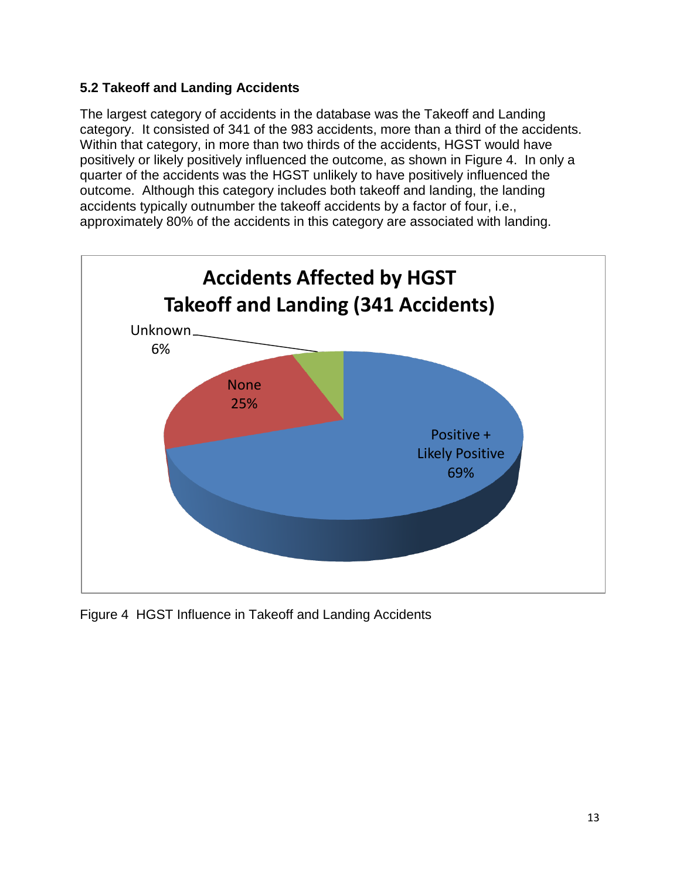### 5.2 Takeoff and Landing Accidents

The largest category of accidents in the database was the Takeoff and Landing category. It consisted of 341 of the 983 accidents, more than a third of the accidents. Within that category, in more than two thirds of the accidents, HGST would have positively or likely positively influenced the outcome, as shown in Figure 4. In only a quarter of the accidents was the HGST unlikely to have positively influenced the outcome. Although this category includes both takeoff and landing, the landing accidents typically outnumber the takeoff accidents by a factor of four, i.e., approximately 80% of the accidents in this category are associated with landing.

**Accidents Affected by HGST Takeoff and Landing (341 Accidents)**

| Category | Percentage |
|---|---|
| Positive + Likely Positive | 69% |
| None | 25% |
| Unknown | 6% |

Figure 4 HGST Influence in Takeoff and Landing Accidents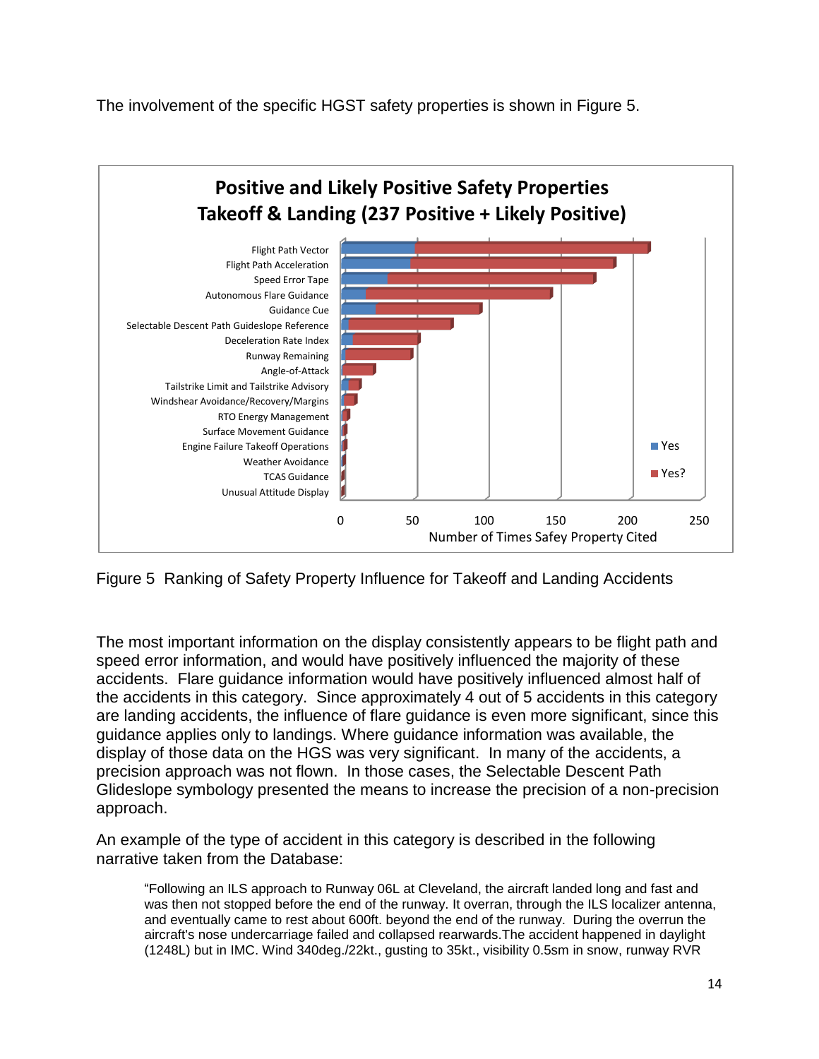The involvement of the specific HGST safety properties is shown in Figure 5.

Figure 5  Ranking of Safety Property Influence for Takeoff and Landing Accidents

The most important information on the display consistently appears to be flight path and speed error information, and would have positively influenced the majority of these accidents. Flare guidance information would have positively influenced almost half of the accidents in this category. Since approximately 4 out of 5 accidents in this category are landing accidents, the influence of flare guidance is even more significant, since this guidance applies only to landings. Where guidance information was available, the display of those data on the HGS was very significant. In many of the accidents, a precision approach was not flown. In those cases, the Selectable Descent Path Glideslope symbology presented the means to increase the precision of a non-precision approach.

An example of the type of accident in this category is described in the following narrative taken from the Database:

> "Following an ILS approach to Runway 06L at Cleveland, the aircraft landed long and fast and was then not stopped before the end of the runway. It overran, through the ILS localizer antenna, and eventually came to rest about 600ft. beyond the end of the runway. During the overrun the aircraft's nose undercarriage failed and collapsed rearwards.The accident happened in daylight (1248L) but in IMC. Wind 340deg./22kt., gusting to 35kt., visibility 0.5sm in snow, runway RVR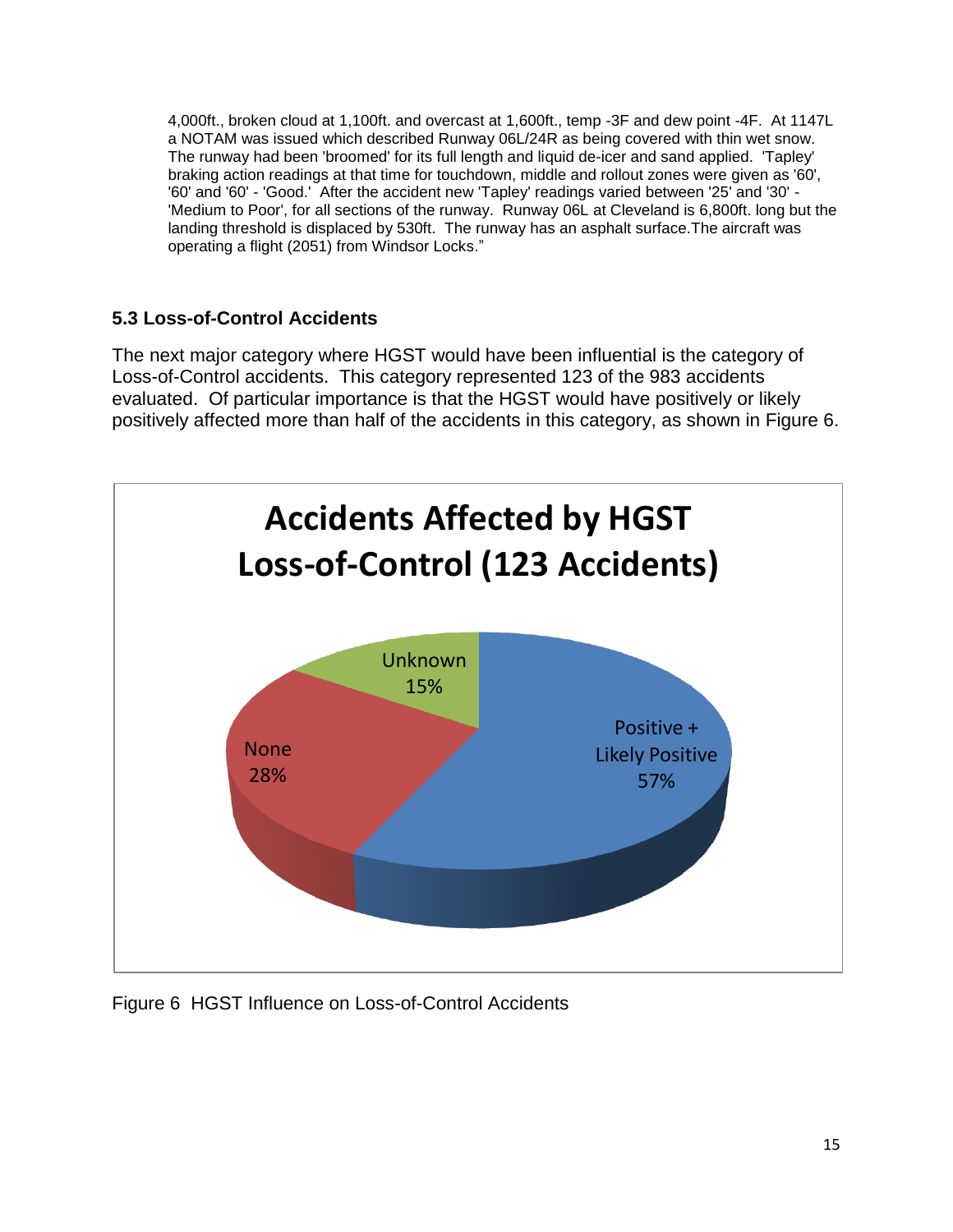4,000ft., broken cloud at 1,100ft. and overcast at 1,600ft., temp -3F and dew point -4F. At 1147L a NOTAM was issued which described Runway 06L/24R as being covered with thin wet snow. The runway had been 'broomed' for its full length and liquid de-icer and sand applied. 'Tapley' braking action readings at that time for touchdown, middle and rollout zones were given as '60', '60' and '60' - 'Good.' After the accident new 'Tapley' readings varied between '25' and '30' - 'Medium to Poor', for all sections of the runway. Runway 06L at Cleveland is 6,800ft. long but the landing threshold is displaced by 530ft. The runway has an asphalt surface.The aircraft was operating a flight (2051) from Windsor Locks."

### 5.3 Loss-of-Control Accidents

The next major category where HGST would have been influential is the category of Loss-of-Control accidents. This category represented 123 of the 983 accidents evaluated. Of particular importance is that the HGST would have positively or likely positively affected more than half of the accidents in this category, as shown in Figure 6.

**Accidents Affected by HGST Loss-of-Control (123 Accidents)**

| Category | Percentage |
|---|---|
| Positive + Likely Positive | 57% |
| None | 28% |
| Unknown | 15% |

Figure 6 HGST Influence on Loss-of-Control Accidents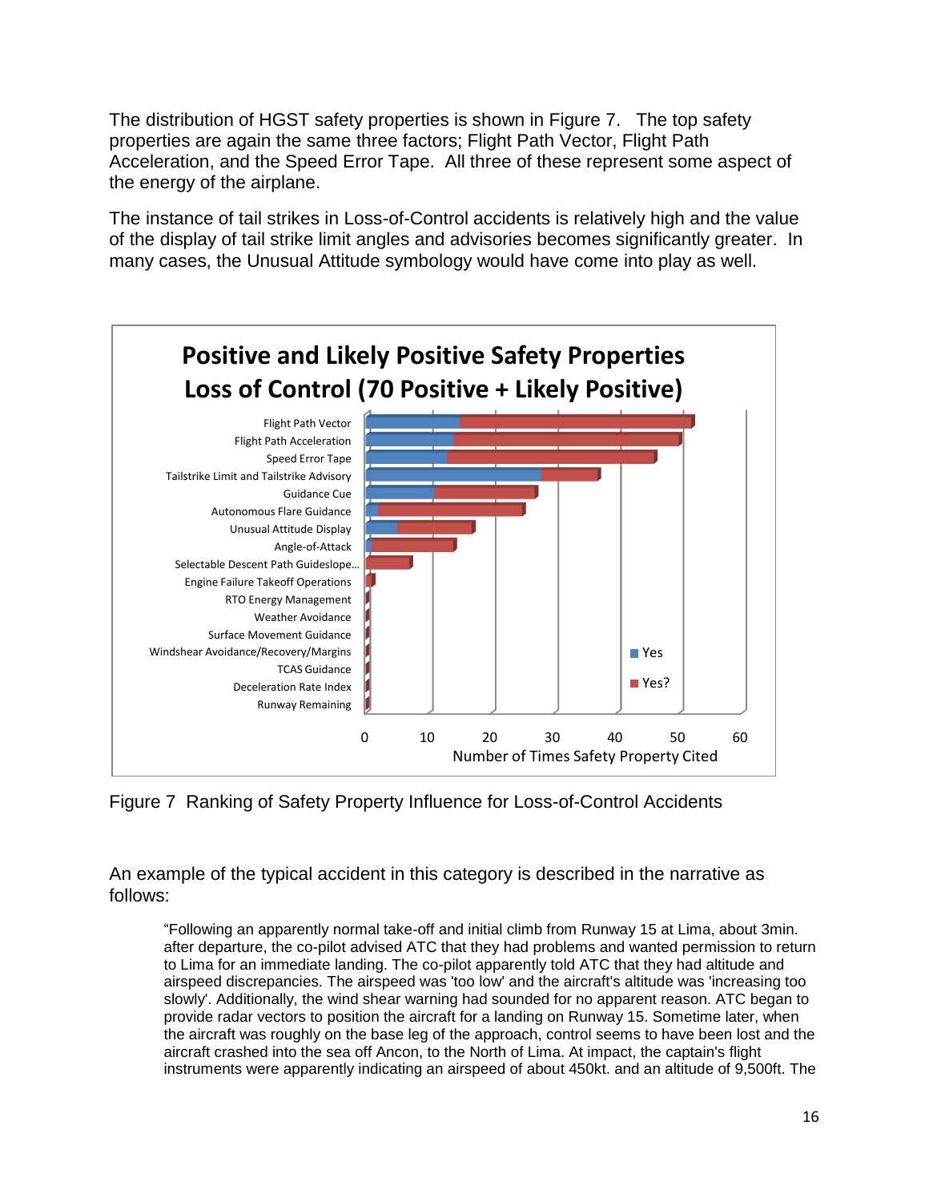The distribution of HGST safety properties is shown in Figure 7. The top safety properties are again the same three factors; Flight Path Vector, Flight Path Acceleration, and the Speed Error Tape. All three of these represent some aspect of the energy of the airplane.

The instance of tail strikes in Loss-of-Control accidents is relatively high and the value of the display of tail strike limit angles and advisories becomes significantly greater. In many cases, the Unusual Attitude symbology would have come into play as well.

Figure 7 Ranking of Safety Property Influence for Loss-of-Control Accidents

An example of the typical accident in this category is described in the narrative as follows:

> "Following an apparently normal take-off and initial climb from Runway 15 at Lima, about 3min. after departure, the co-pilot advised ATC that they had problems and wanted permission to return to Lima for an immediate landing. The co-pilot apparently told ATC that they had altitude and airspeed discrepancies. The airspeed was 'too low' and the aircraft's altitude was 'increasing too slowly'. Additionally, the wind shear warning had sounded for no apparent reason. ATC began to provide radar vectors to position the aircraft for a landing on Runway 15. Sometime later, when the aircraft was roughly on the base leg of the approach, control seems to have been lost and the aircraft crashed into the sea off Ancon, to the North of Lima. At impact, the captain's flight instruments were apparently indicating an airspeed of about 450kt. and an altitude of 9,500ft. The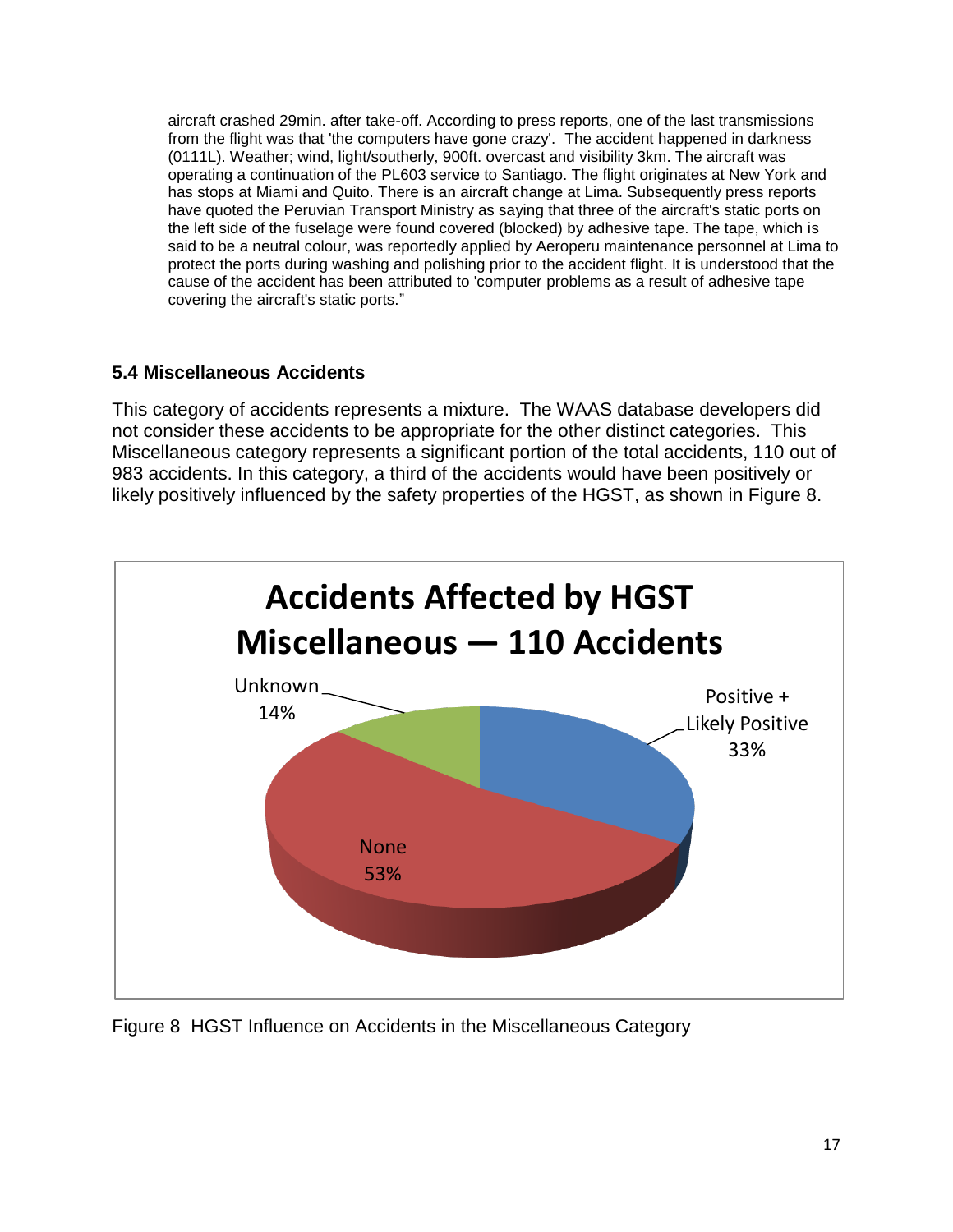aircraft crashed 29min. after take-off. According to press reports, one of the last transmissions from the flight was that 'the computers have gone crazy'. The accident happened in darkness (0111L). Weather; wind, light/southerly, 900ft. overcast and visibility 3km. The aircraft was operating a continuation of the PL603 service to Santiago. The flight originates at New York and has stops at Miami and Quito. There is an aircraft change at Lima. Subsequently press reports have quoted the Peruvian Transport Ministry as saying that three of the aircraft's static ports on the left side of the fuselage were found covered (blocked) by adhesive tape. The tape, which is said to be a neutral colour, was reportedly applied by Aeroperu maintenance personnel at Lima to protect the ports during washing and polishing prior to the accident flight. It is understood that the cause of the accident has been attributed to 'computer problems as a result of adhesive tape covering the aircraft's static ports."

### 5.4 Miscellaneous Accidents

This category of accidents represents a mixture. The WAAS database developers did not consider these accidents to be appropriate for the other distinct categories. This Miscellaneous category represents a significant portion of the total accidents, 110 out of 983 accidents. In this category, a third of the accidents would have been positively or likely positively influenced by the safety properties of the HGST, as shown in Figure 8.

**Accidents Affected by HGST Miscellaneous — 110 Accidents**

- Positive + Likely Positive 33%
- None 53%
- Unknown 14%

Figure 8 HGST Influence on Accidents in the Miscellaneous Category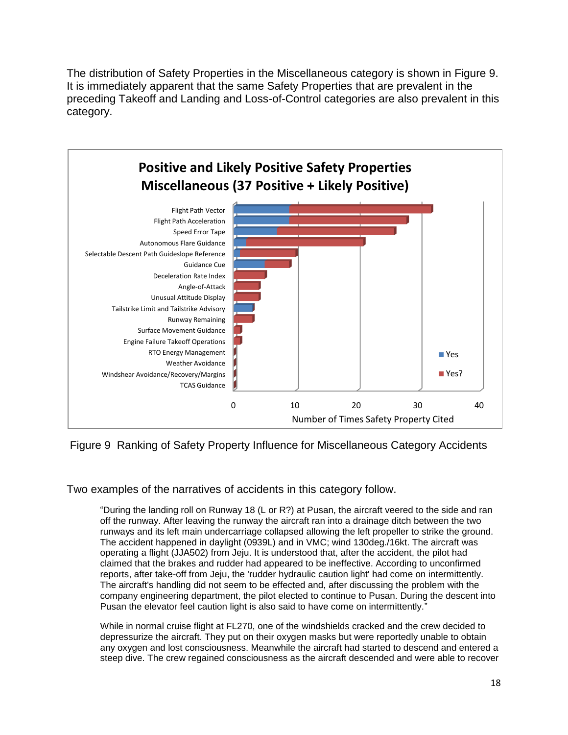The distribution of Safety Properties in the Miscellaneous category is shown in Figure 9. It is immediately apparent that the same Safety Properties that are prevalent in the preceding Takeoff and Landing and Loss-of-Control categories are also prevalent in this category.

Figure 9 Ranking of Safety Property Influence for Miscellaneous Category Accidents

Two examples of the narratives of accidents in this category follow.

> "During the landing roll on Runway 18 (L or R?) at Pusan, the aircraft veered to the side and ran off the runway. After leaving the runway the aircraft ran into a drainage ditch between the two runways and its left main undercarriage collapsed allowing the left propeller to strike the ground. The accident happened in daylight (0939L) and in VMC; wind 130deg./16kt. The aircraft was operating a flight (JJA502) from Jeju. It is understood that, after the accident, the pilot had claimed that the brakes and rudder had appeared to be ineffective. According to unconfirmed reports, after take-off from Jeju, the 'rudder hydraulic caution light' had come on intermittently. The aircraft's handling did not seem to be effected and, after discussing the problem with the company engineering department, the pilot elected to continue to Pusan. During the descent into Pusan the elevator feel caution light is also said to have come on intermittently."

> While in normal cruise flight at FL270, one of the windshields cracked and the crew decided to depressurize the aircraft. They put on their oxygen masks but were reportedly unable to obtain any oxygen and lost consciousness. Meanwhile the aircraft had started to descend and entered a steep dive. The crew regained consciousness as the aircraft descended and were able to recover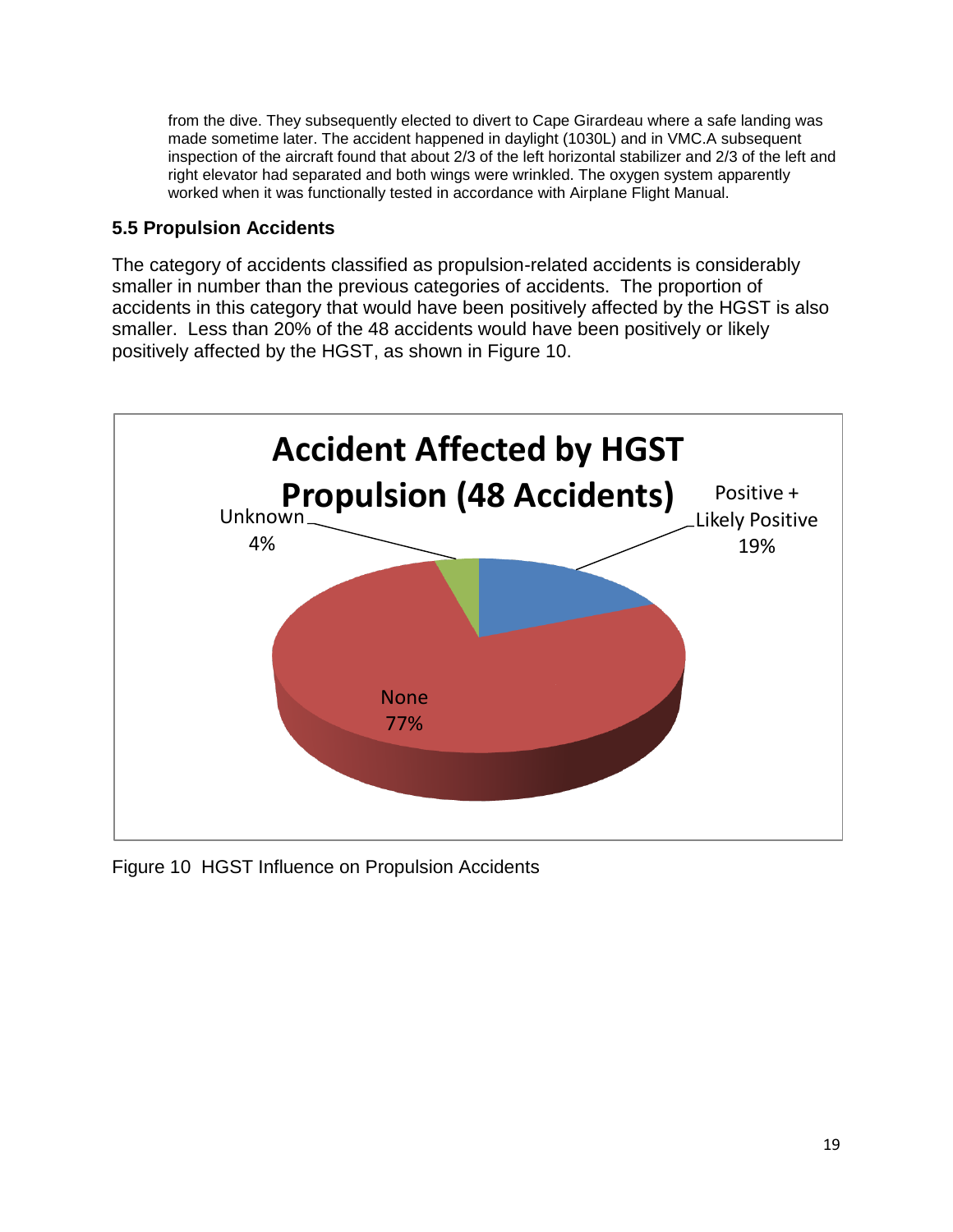from the dive. They subsequently elected to divert to Cape Girardeau where a safe landing was made sometime later. The accident happened in daylight (1030L) and in VMC.A subsequent inspection of the aircraft found that about 2/3 of the left horizontal stabilizer and 2/3 of the left and right elevator had separated and both wings were wrinkled. The oxygen system apparently worked when it was functionally tested in accordance with Airplane Flight Manual.

### 5.5 Propulsion Accidents

The category of accidents classified as propulsion-related accidents is considerably smaller in number than the previous categories of accidents. The proportion of accidents in this category that would have been positively affected by the HGST is also smaller. Less than 20% of the 48 accidents would have been positively or likely positively affected by the HGST, as shown in Figure 10.

**Accident Affected by HGST Propulsion (48 Accidents)**

- Positive + Likely Positive 19%
- None 77%
- Unknown 4%

Figure 10 HGST Influence on Propulsion Accidents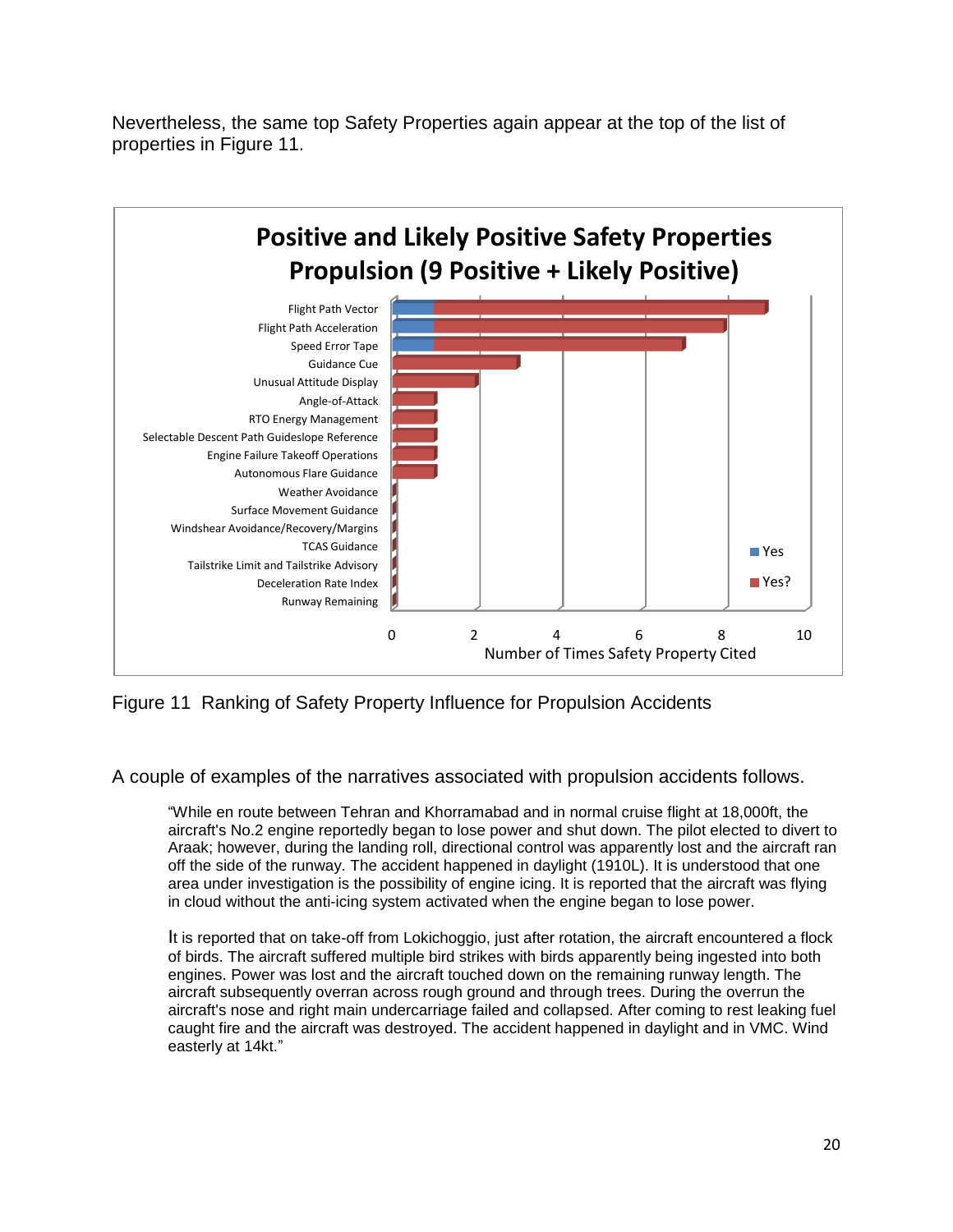Nevertheless, the same top Safety Properties again appear at the top of the list of properties in Figure 11.

Figure 11 Ranking of Safety Property Influence for Propulsion Accidents

A couple of examples of the narratives associated with propulsion accidents follows.

> "While en route between Tehran and Khorramabad and in normal cruise flight at 18,000ft, the aircraft's No.2 engine reportedly began to lose power and shut down. The pilot elected to divert to Araak; however, during the landing roll, directional control was apparently lost and the aircraft ran off the side of the runway. The accident happened in daylight (1910L). It is understood that one area under investigation is the possibility of engine icing. It is reported that the aircraft was flying in cloud without the anti-icing system activated when the engine began to lose power.
>
> It is reported that on take-off from Lokichoggio, just after rotation, the aircraft encountered a flock of birds. The aircraft suffered multiple bird strikes with birds apparently being ingested into both engines. Power was lost and the aircraft touched down on the remaining runway length. The aircraft subsequently overran across rough ground and through trees. During the overrun the aircraft's nose and right main undercarriage failed and collapsed. After coming to rest leaking fuel caught fire and the aircraft was destroyed. The accident happened in daylight and in VMC. Wind easterly at 14kt."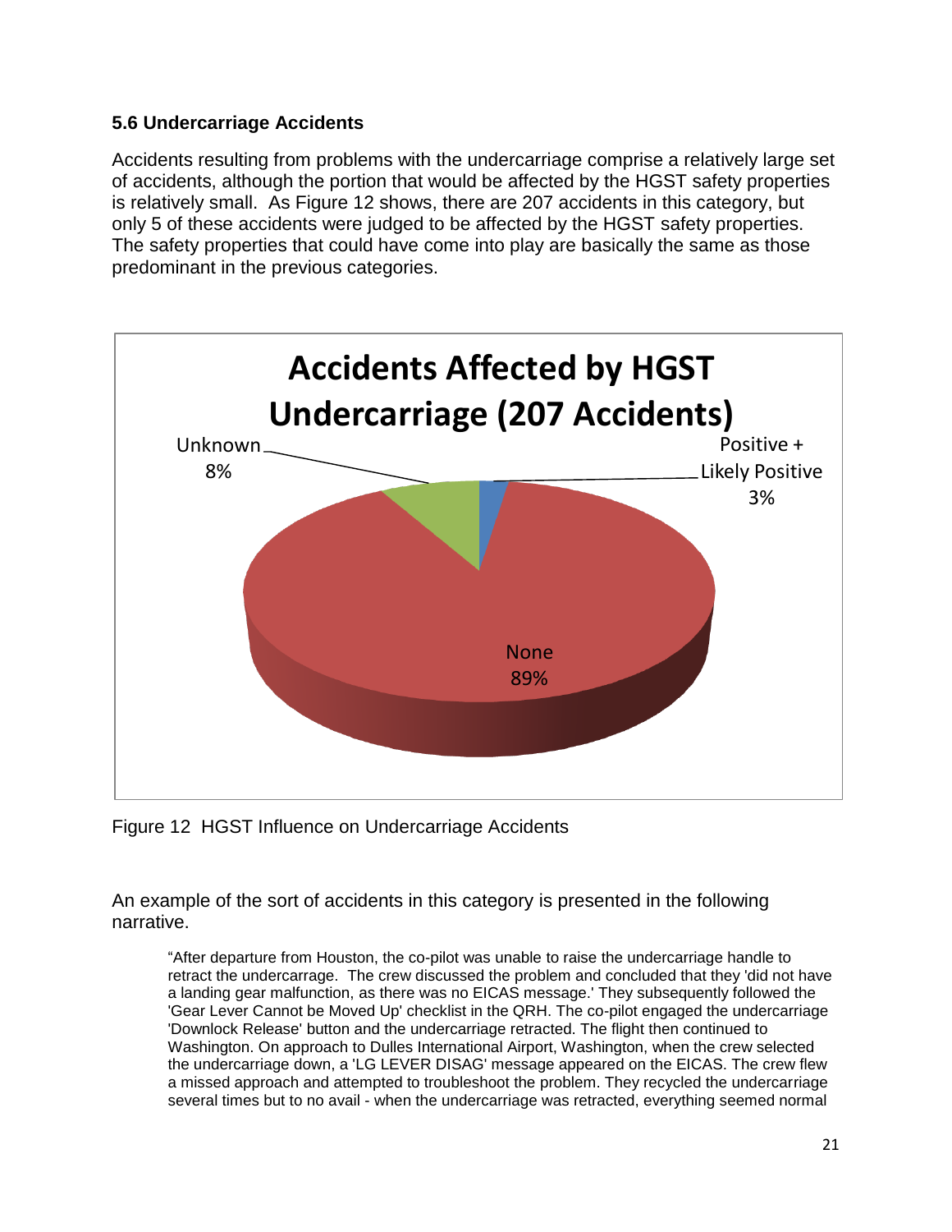### 5.6 Undercarriage Accidents

Accidents resulting from problems with the undercarriage comprise a relatively large set of accidents, although the portion that would be affected by the HGST safety properties is relatively small. As Figure 12 shows, there are 207 accidents in this category, but only 5 of these accidents were judged to be affected by the HGST safety properties. The safety properties that could have come into play are basically the same as those predominant in the previous categories.

Accidents Affected by HGST Undercarriage (207 Accidents)

Unknown 8%

Positive + Likely Positive 3%

None 89%

Figure 12 HGST Influence on Undercarriage Accidents

An example of the sort of accidents in this category is presented in the following narrative.

> "After departure from Houston, the co-pilot was unable to raise the undercarriage handle to retract the undercarrage. The crew discussed the problem and concluded that they 'did not have a landing gear malfunction, as there was no EICAS message.' They subsequently followed the 'Gear Lever Cannot be Moved Up' checklist in the QRH. The co-pilot engaged the undercarriage 'Downlock Release' button and the undercarriage retracted. The flight then continued to Washington. On approach to Dulles International Airport, Washington, when the crew selected the undercarriage down, a 'LG LEVER DISAG' message appeared on the EICAS. The crew flew a missed approach and attempted to troubleshoot the problem. They recycled the undercarriage several times but to no avail - when the undercarriage was retracted, everything seemed normal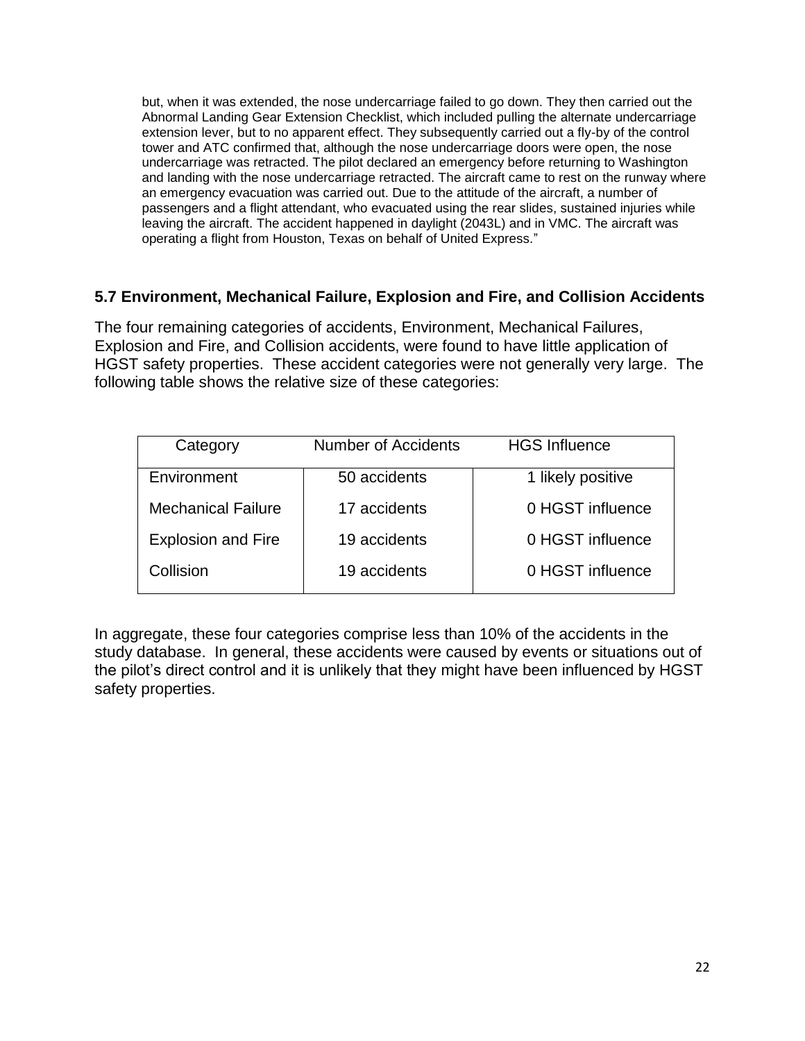but, when it was extended, the nose undercarriage failed to go down. They then carried out the Abnormal Landing Gear Extension Checklist, which included pulling the alternate undercarriage extension lever, but to no apparent effect. They subsequently carried out a fly-by of the control tower and ATC confirmed that, although the nose undercarriage doors were open, the nose undercarriage was retracted. The pilot declared an emergency before returning to Washington and landing with the nose undercarriage retracted. The aircraft came to rest on the runway where an emergency evacuation was carried out. Due to the attitude of the aircraft, a number of passengers and a flight attendant, who evacuated using the rear slides, sustained injuries while leaving the aircraft. The accident happened in daylight (2043L) and in VMC. The aircraft was operating a flight from Houston, Texas on behalf of United Express."

### 5.7 Environment, Mechanical Failure, Explosion and Fire, and Collision Accidents

The four remaining categories of accidents, Environment, Mechanical Failures, Explosion and Fire, and Collision accidents, were found to have little application of HGST safety properties. These accident categories were not generally very large. The following table shows the relative size of these categories:

| Category | Number of Accidents | HGS Influence |
|---|---|---|
| Environment | 50 accidents | 1 likely positive |
| Mechanical Failure | 17 accidents | 0 HGST influence |
| Explosion and Fire | 19 accidents | 0 HGST influence |
| Collision | 19 accidents | 0 HGST influence |

In aggregate, these four categories comprise less than 10% of the accidents in the study database. In general, these accidents were caused by events or situations out of the pilot's direct control and it is unlikely that they might have been influenced by HGST safety properties.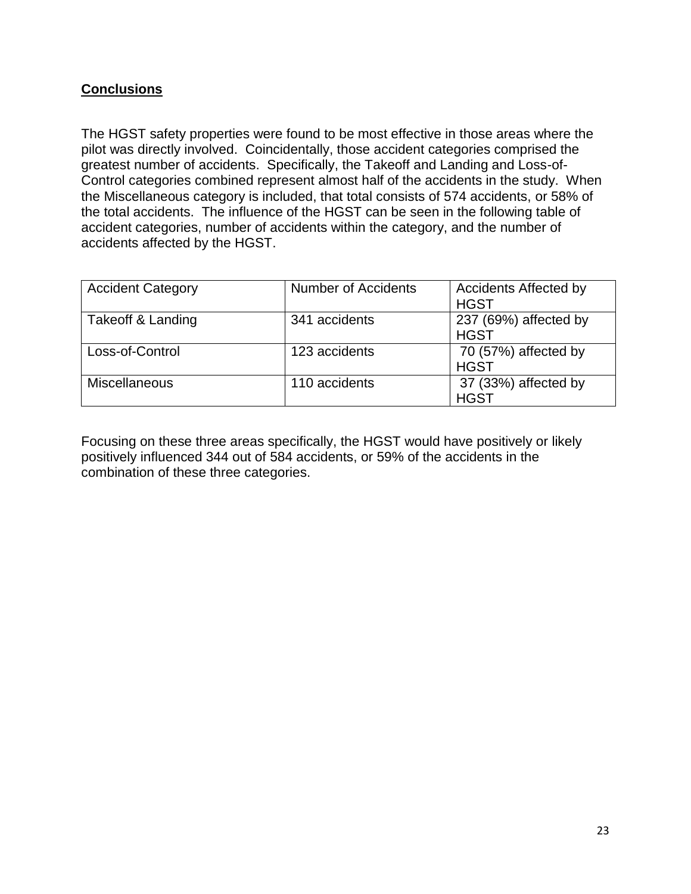## Conclusions

The HGST safety properties were found to be most effective in those areas where the pilot was directly involved. Coincidentally, those accident categories comprised the greatest number of accidents. Specifically, the Takeoff and Landing and Loss-of-Control categories combined represent almost half of the accidents in the study. When the Miscellaneous category is included, that total consists of 574 accidents, or 58% of the total accidents. The influence of the HGST can be seen in the following table of accident categories, number of accidents within the category, and the number of accidents affected by the HGST.

| Accident Category | Number of Accidents | Accidents Affected by HGST |
|---|---|---|
| Takeoff & Landing | 341 accidents | 237 (69%) affected by HGST |
| Loss-of-Control | 123 accidents | 70 (57%) affected by HGST |
| Miscellaneous | 110 accidents | 37 (33%) affected by HGST |

Focusing on these three areas specifically, the HGST would have positively or likely positively influenced 344 out of 584 accidents, or 59% of the accidents in the combination of these three categories.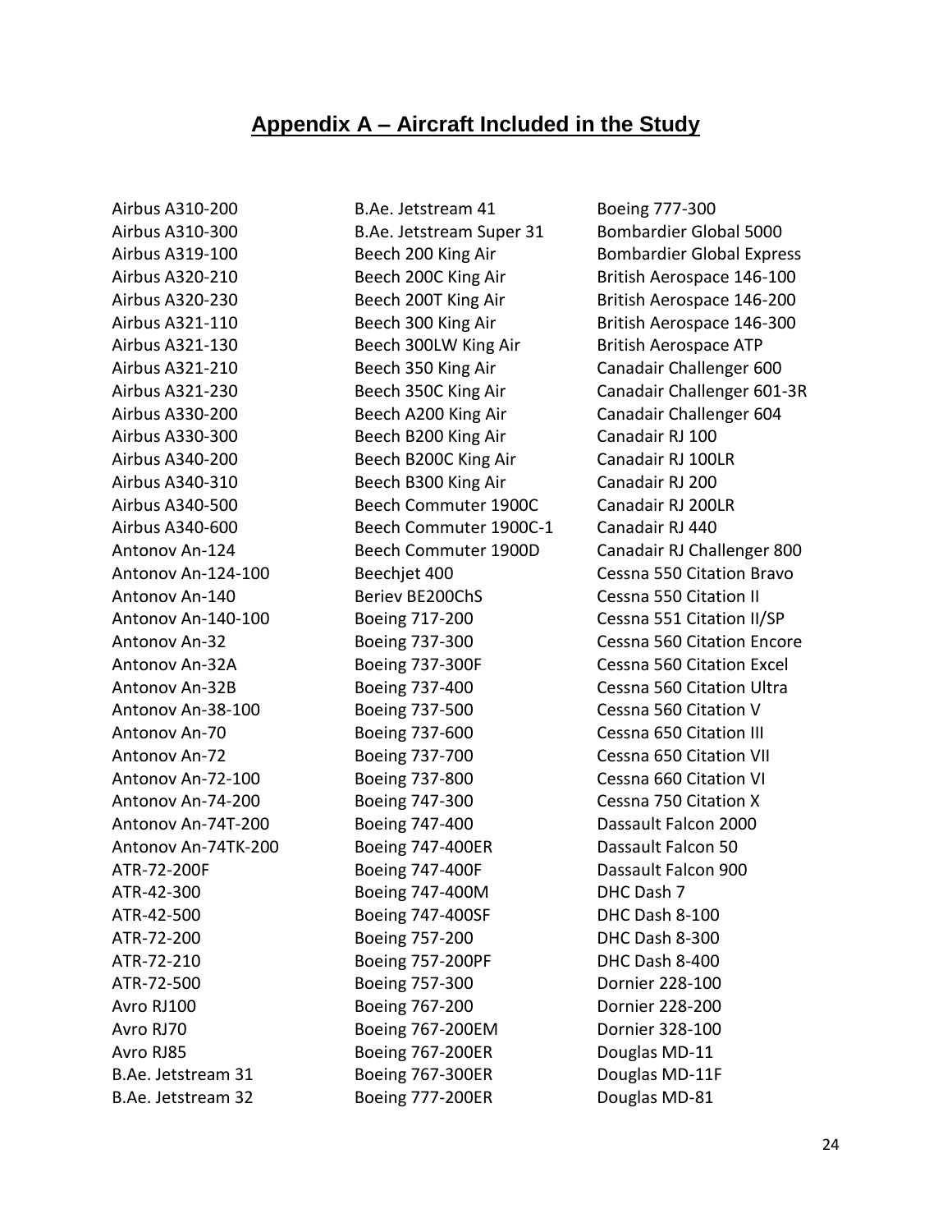## Appendix A – Aircraft Included in the Study

Airbus A310-200
Airbus A310-300
Airbus A319-100
Airbus A320-210
Airbus A320-230
Airbus A321-110
Airbus A321-130
Airbus A321-210
Airbus A321-230
Airbus A330-200
Airbus A330-300
Airbus A340-200
Airbus A340-310
Airbus A340-500
Airbus A340-600
Antonov An-124
Antonov An-124-100
Antonov An-140
Antonov An-140-100
Antonov An-32
Antonov An-32A
Antonov An-32B
Antonov An-38-100
Antonov An-70
Antonov An-72
Antonov An-72-100
Antonov An-74-200
Antonov An-74T-200
Antonov An-74TK-200
ATR-72-200F
ATR-42-300
ATR-42-500
ATR-72-200
ATR-72-210
ATR-72-500
Avro RJ100
Avro RJ70
Avro RJ85
B.Ae. Jetstream 31
B.Ae. Jetstream 32
B.Ae. Jetstream 41
B.Ae. Jetstream Super 31
Beech 200 King Air
Beech 200C King Air
Beech 200T King Air
Beech 300 King Air
Beech 300LW King Air
Beech 350 King Air
Beech 350C King Air
Beech A200 King Air
Beech B200 King Air
Beech B200C King Air
Beech B300 King Air
Beech Commuter 1900C
Beech Commuter 1900C-1
Beech Commuter 1900D
Beechjet 400
Beriev BE200ChS
Boeing 717-200
Boeing 737-300
Boeing 737-300F
Boeing 737-400
Boeing 737-500
Boeing 737-600
Boeing 737-700
Boeing 737-800
Boeing 747-300
Boeing 747-400
Boeing 747-400ER
Boeing 747-400F
Boeing 747-400M
Boeing 747-400SF
Boeing 757-200
Boeing 757-200PF
Boeing 757-300
Boeing 767-200
Boeing 767-200EM
Boeing 767-200ER
Boeing 767-300ER
Boeing 777-200ER
Boeing 777-300
Bombardier Global 5000
Bombardier Global Express
British Aerospace 146-100
British Aerospace 146-200
British Aerospace 146-300
British Aerospace ATP
Canadair Challenger 600
Canadair Challenger 601-3R
Canadair Challenger 604
Canadair RJ 100
Canadair RJ 100LR
Canadair RJ 200
Canadair RJ 200LR
Canadair RJ 440
Canadair RJ Challenger 800
Cessna 550 Citation Bravo
Cessna 550 Citation II
Cessna 551 Citation II/SP
Cessna 560 Citation Encore
Cessna 560 Citation Excel
Cessna 560 Citation Ultra
Cessna 560 Citation V
Cessna 650 Citation III
Cessna 650 Citation VII
Cessna 660 Citation VI
Cessna 750 Citation X
Dassault Falcon 2000
Dassault Falcon 50
Dassault Falcon 900
DHC Dash 7
DHC Dash 8-100
DHC Dash 8-300
DHC Dash 8-400
Dornier 228-100
Dornier 228-200
Dornier 328-100
Douglas MD-11
Douglas MD-11F
Douglas MD-81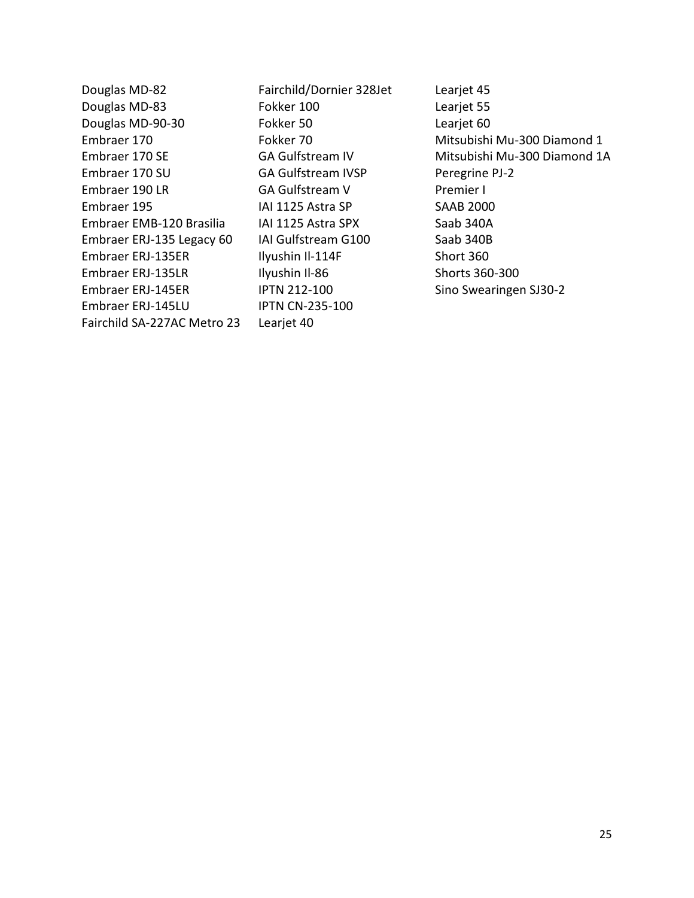Douglas MD-82
Douglas MD-83
Douglas MD-90-30
Embraer 170
Embraer 170 SE
Embraer 170 SU
Embraer 190 LR
Embraer 195
Embraer EMB-120 Brasilia
Embraer ERJ-135 Legacy 60
Embraer ERJ-135ER
Embraer ERJ-135LR
Embraer ERJ-145ER
Embraer ERJ-145LU
Fairchild SA-227AC Metro 23
Fairchild/Dornier 328Jet
Fokker 100
Fokker 50
Fokker 70
GA Gulfstream IV
GA Gulfstream IVSP
GA Gulfstream V
IAI 1125 Astra SP
IAI 1125 Astra SPX
IAI Gulfstream G100
Ilyushin Il-114F
Ilyushin Il-86
IPTN 212-100
IPTN CN-235-100
Learjet 40
Learjet 45
Learjet 55
Learjet 60
Mitsubishi Mu-300 Diamond 1
Mitsubishi Mu-300 Diamond 1A
Peregrine PJ-2
Premier I
SAAB 2000
Saab 340A
Saab 340B
Short 360
Shorts 360-300
Sino Swearingen SJ30-2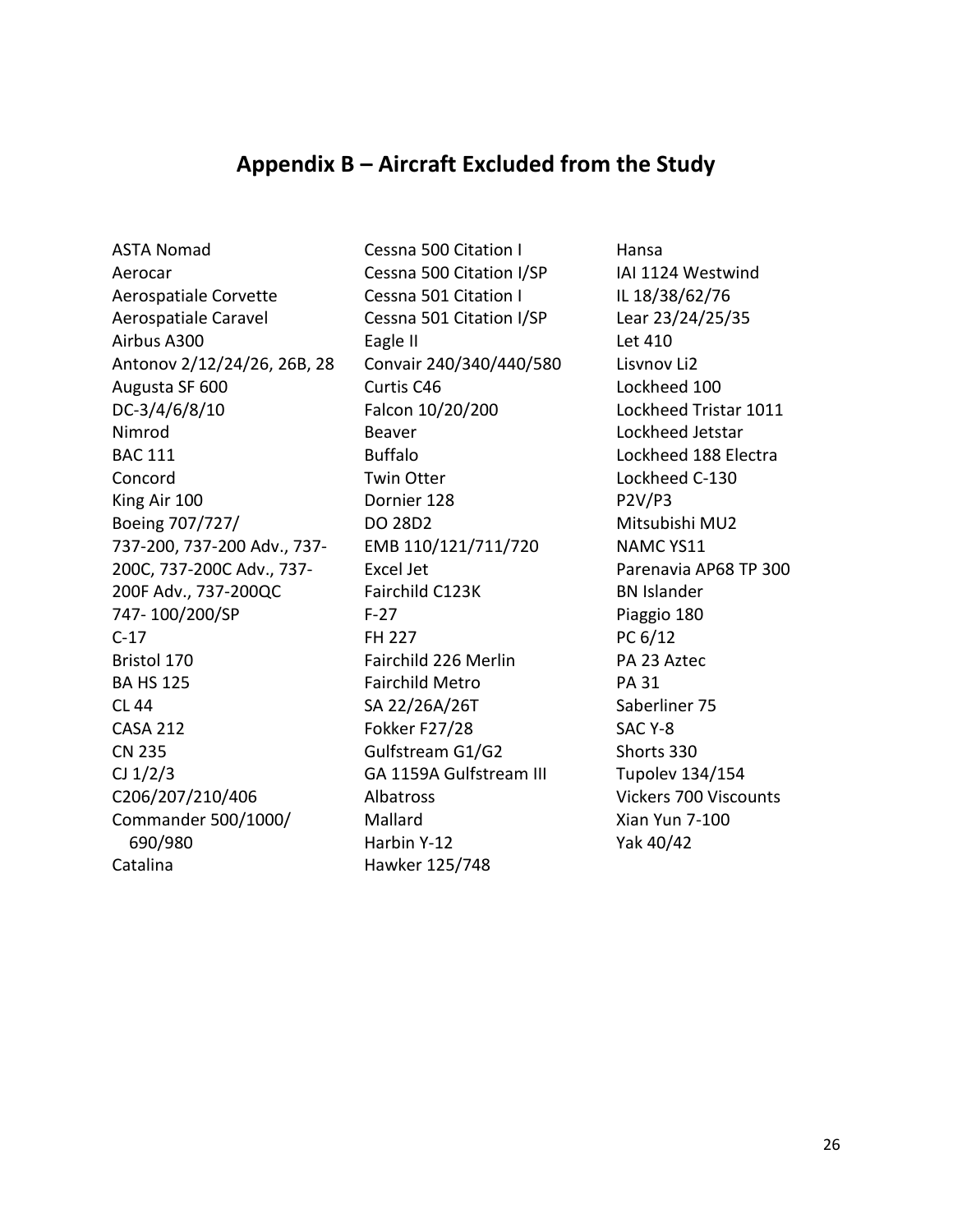# Appendix B – Aircraft Excluded from the Study

ASTA Nomad
Aerocar
Aerospatiale Corvette
Aerospatiale Caravel
Airbus A300
Antonov 2/12/24/26, 26B, 28
Augusta SF 600
DC-3/4/6/8/10
Nimrod
BAC 111
Concord
King Air 100
Boeing 707/727/
737-200, 737-200 Adv., 737-200C, 737-200C Adv., 737-200F Adv., 737-200QC
747- 100/200/SP
C-17
Bristol 170
BA HS 125
CL 44
CASA 212
CN 235
CJ 1/2/3
C206/207/210/406
Commander 500/1000/
690/980
Catalina
Cessna 500 Citation I
Cessna 500 Citation I/SP
Cessna 501 Citation I
Cessna 501 Citation I/SP
Eagle II
Convair 240/340/440/580
Curtis C46
Falcon 10/20/200
Beaver
Buffalo
Twin Otter
Dornier 128
DO 28D2
EMB 110/121/711/720
Excel Jet
Fairchild C123K
F-27
FH 227
Fairchild 226 Merlin
Fairchild Metro
SA 22/26A/26T
Fokker F27/28
Gulfstream G1/G2
GA 1159A Gulfstream III
Albatross
Mallard
Harbin Y-12
Hawker 125/748
Hansa
IAI 1124 Westwind
IL 18/38/62/76
Lear 23/24/25/35
Let 410
Lisvnov Li2
Lockheed 100
Lockheed Tristar 1011
Lockheed Jetstar
Lockheed 188 Electra
Lockheed C-130
P2V/P3
Mitsubishi MU2
NAMC YS11
Parenavia AP68 TP 300
BN Islander
Piaggio 180
PC 6/12
PA 23 Aztec
PA 31
Saberliner 75
SAC Y-8
Shorts 330
Tupolev 134/154
Vickers 700 Viscounts
Xian Yun 7-100
Yak 40/42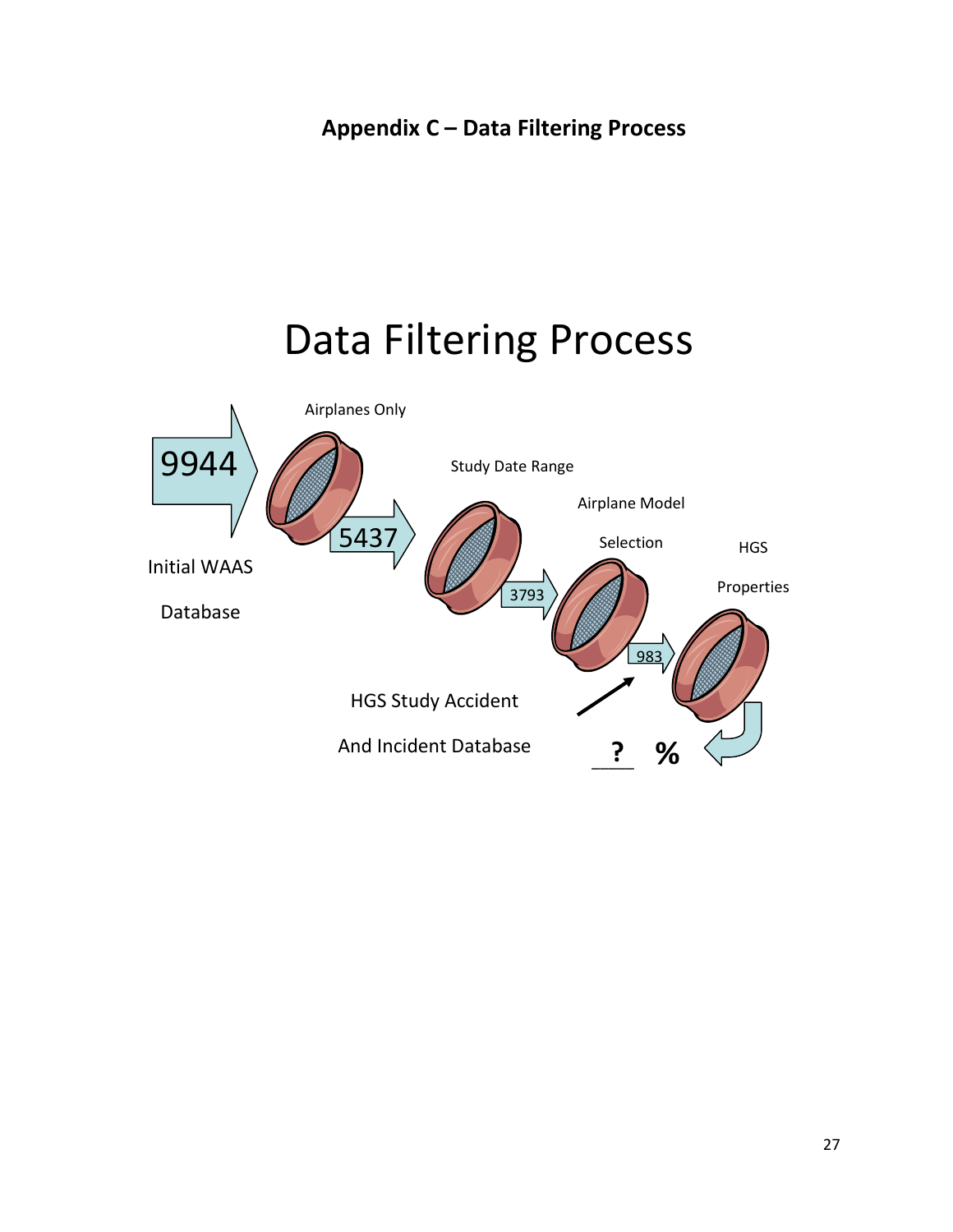## Appendix C – Data Filtering Process

# Data Filtering Process

9944

Initial WAAS Database

Airplanes Only

5437

Study Date Range

3793

Airplane Model Selection

983

HGS Properties

HGS Study Accident And Incident Database

? %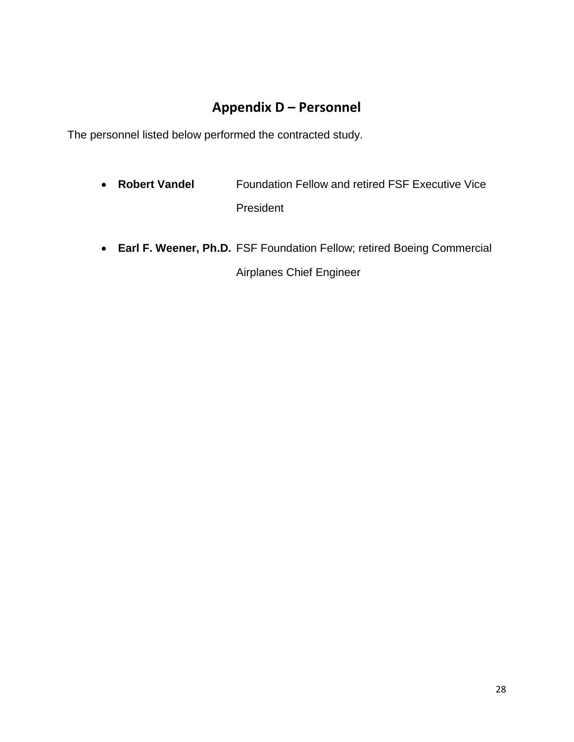# Appendix D – Personnel

The personnel listed below performed the contracted study.

- **Robert Vandel** Foundation Fellow and retired FSF Executive Vice President
- **Earl F. Weener, Ph.D.** FSF Foundation Fellow; retired Boeing Commercial Airplanes Chief Engineer